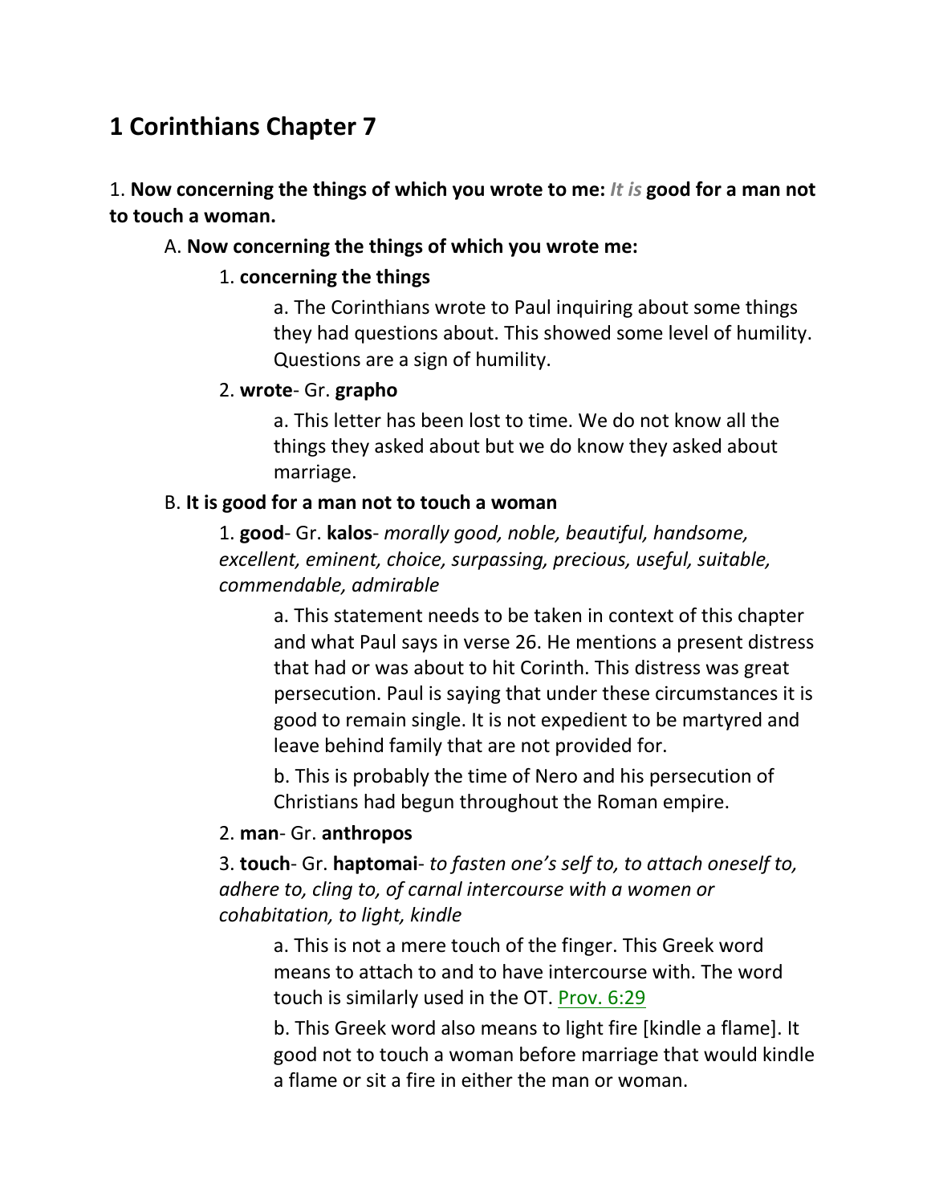# 1 Corinthians Chapter 7

1. **Now concerning the things of which you wrote to me:** ***It is*** **good for a man not to touch a woman.**

A. **Now concerning the things of which you wrote me:**

1. **concerning the things**

a. The Corinthians wrote to Paul inquiring about some things they had questions about. This showed some level of humility. Questions are a sign of humility.

2. **wrote**- Gr. **grapho**

a. This letter has been lost to time. We do not know all the things they asked about but we do know they asked about marriage.

B. **It is good for a man not to touch a woman**

1. **good**- Gr. **kalos**- *morally good, noble, beautiful, handsome, excellent, eminent, choice, surpassing, precious, useful, suitable, commendable, admirable*

a. This statement needs to be taken in context of this chapter and what Paul says in verse 26. He mentions a present distress that had or was about to hit Corinth. This distress was great persecution. Paul is saying that under these circumstances it is good to remain single. It is not expedient to be martyred and leave behind family that are not provided for.

b. This is probably the time of Nero and his persecution of Christians had begun throughout the Roman empire.

2. **man**- Gr. **anthropos**

3. **touch**- Gr. **haptomai**- *to fasten one's self to, to attach oneself to, adhere to, cling to, of carnal intercourse with a women or cohabitation, to light, kindle*

a. This is not a mere touch of the finger. This Greek word means to attach to and to have intercourse with. The word touch is similarly used in the OT. Prov. 6:29

b. This Greek word also means to light fire [kindle a flame]. It good not to touch a woman before marriage that would kindle a flame or sit a fire in either the man or woman.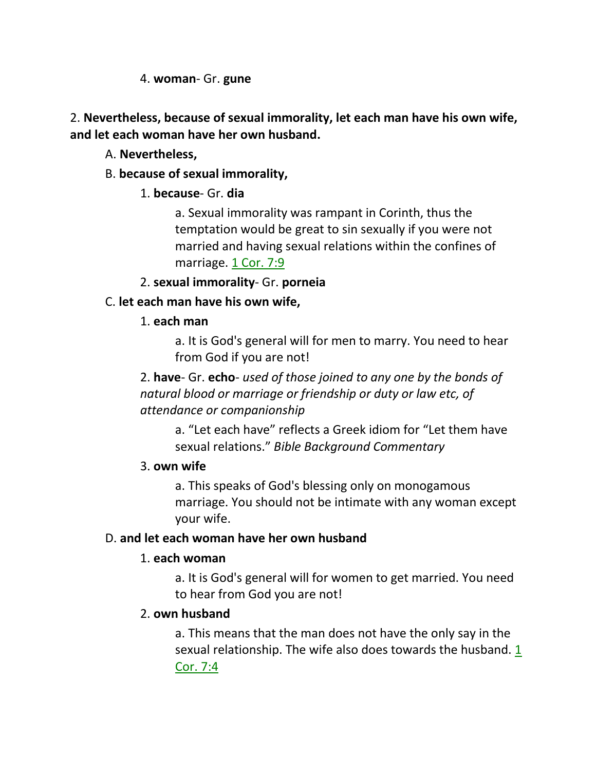4. **woman**- Gr. **gune**

2. **Nevertheless, because of sexual immorality, let each man have his own wife, and let each woman have her own husband.**

A. **Nevertheless,**

B. **because of sexual immorality,**

1. **because**- Gr. **dia**

a. Sexual immorality was rampant in Corinth, thus the temptation would be great to sin sexually if you were not married and having sexual relations within the confines of marriage. 1 Cor. 7:9

2. **sexual immorality**- Gr. **porneia**

C. **let each man have his own wife,**

1. **each man**

a. It is God's general will for men to marry. You need to hear from God if you are not!

2. **have**- Gr. **echo**- *used of those joined to any one by the bonds of natural blood or marriage or friendship or duty or law etc, of attendance or companionship*

a. "Let each have" reflects a Greek idiom for "Let them have sexual relations." *Bible Background Commentary*

3. **own wife**

a. This speaks of God's blessing only on monogamous marriage. You should not be intimate with any woman except your wife.

D. **and let each woman have her own husband**

1. **each woman**

a. It is God's general will for women to get married. You need to hear from God you are not!

2. **own husband**

a. This means that the man does not have the only say in the sexual relationship. The wife also does towards the husband. 1 Cor. 7:4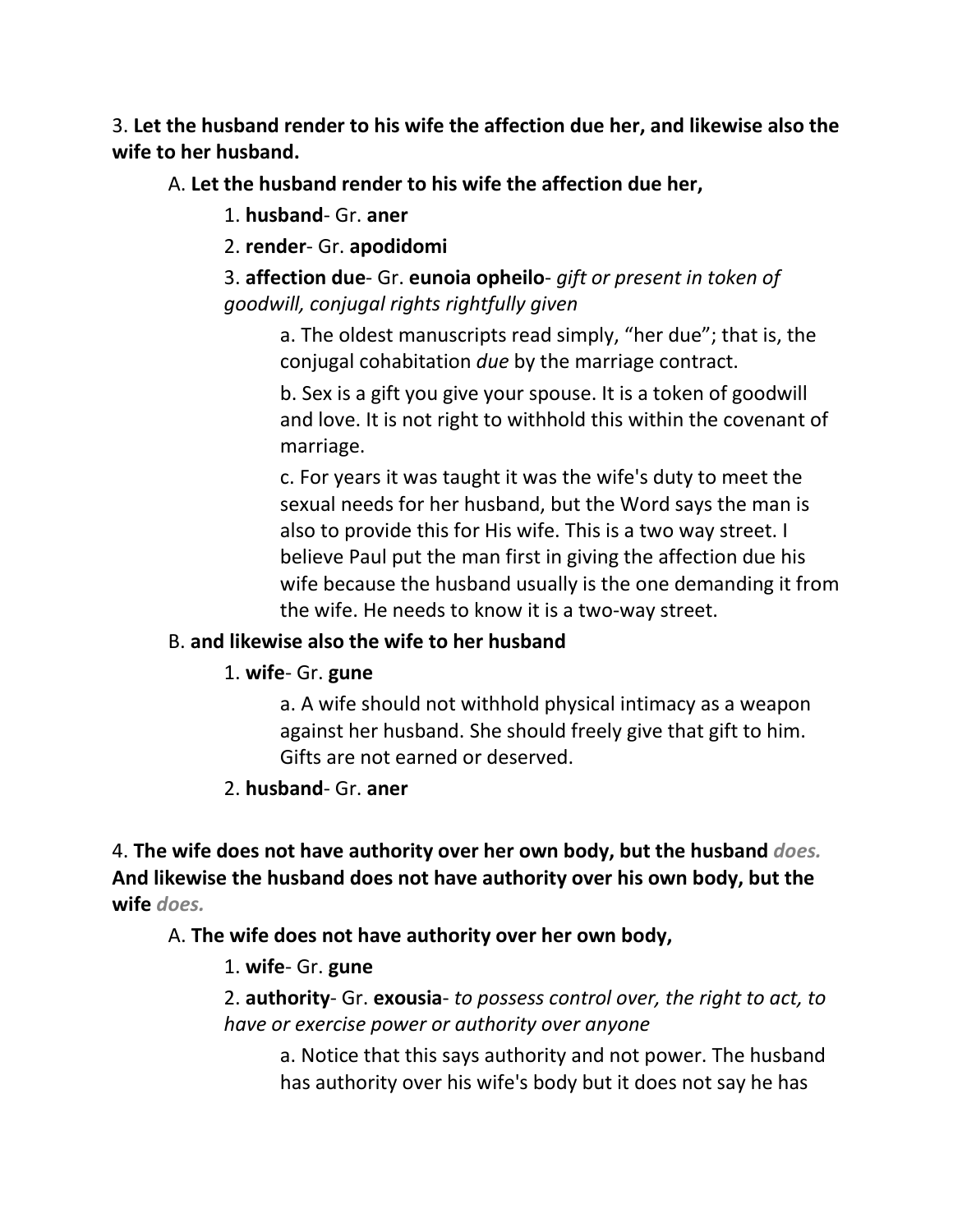3. **Let the husband render to his wife the affection due her, and likewise also the wife to her husband.**

A. **Let the husband render to his wife the affection due her,**

1. **husband**- Gr. **aner**

2. **render**- Gr. **apodidomi**

3. **affection due**- Gr. **eunoia opheilo**- *gift or present in token of goodwill, conjugal rights rightfully given*

a. The oldest manuscripts read simply, "her due"; that is, the conjugal cohabitation *due* by the marriage contract.

b. Sex is a gift you give your spouse. It is a token of goodwill and love. It is not right to withhold this within the covenant of marriage.

c. For years it was taught it was the wife's duty to meet the sexual needs for her husband, but the Word says the man is also to provide this for His wife. This is a two way street. I believe Paul put the man first in giving the affection due his wife because the husband usually is the one demanding it from the wife. He needs to know it is a two-way street.

B. **and likewise also the wife to her husband**

1. **wife**- Gr. **gune**

a. A wife should not withhold physical intimacy as a weapon against her husband. She should freely give that gift to him. Gifts are not earned or deserved.

2. **husband**- Gr. **aner**

4. **The wife does not have authority over her own body, but the husband** ***does.*** **And likewise the husband does not have authority over his own body, but the wife** ***does.***

A. **The wife does not have authority over her own body,**

1. **wife**- Gr. **gune**

2. **authority**- Gr. **exousia**- *to possess control over, the right to act, to have or exercise power or authority over anyone*

a. Notice that this says authority and not power. The husband has authority over his wife's body but it does not say he has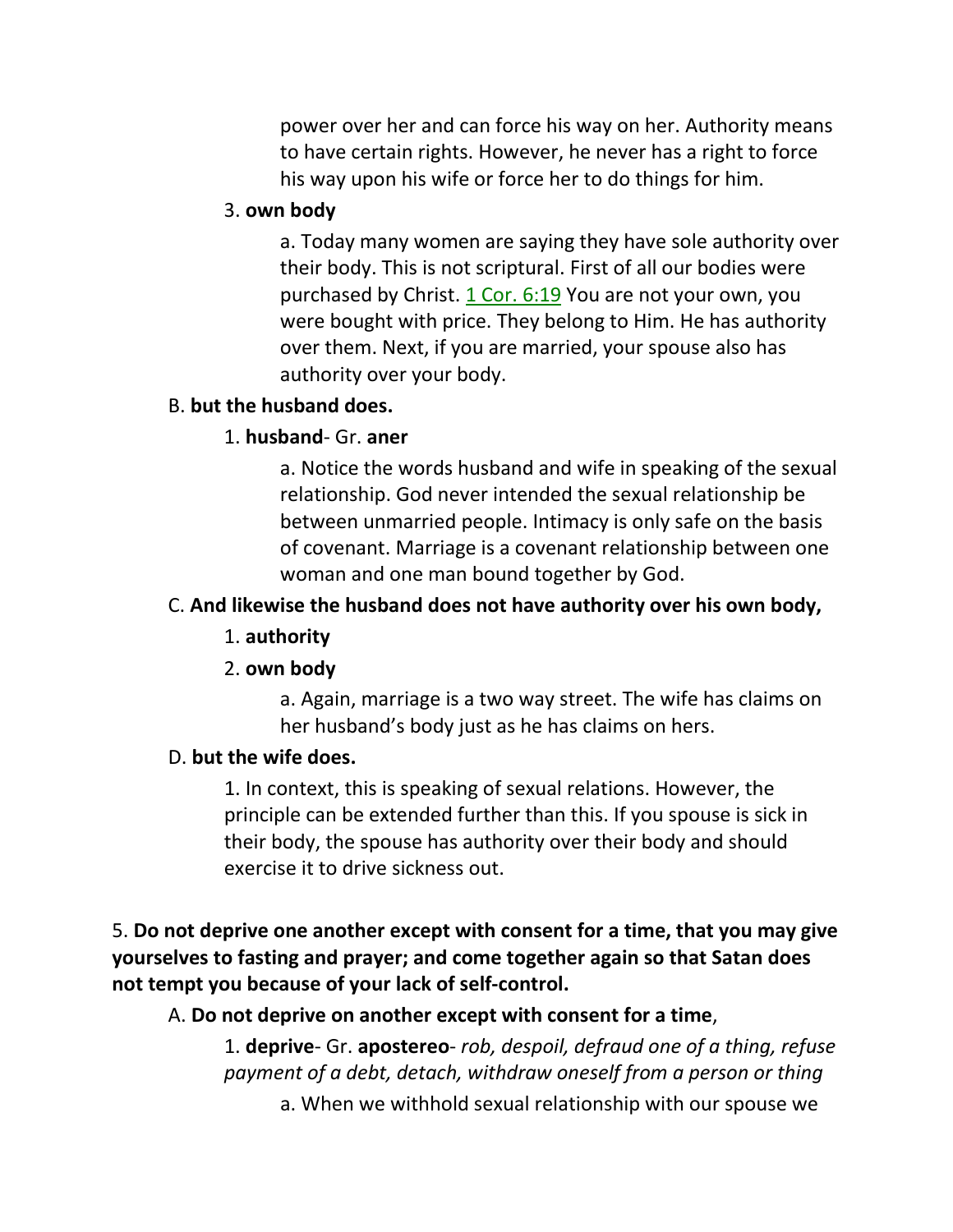power over her and can force his way on her. Authority means to have certain rights. However, he never has a right to force his way upon his wife or force her to do things for him.

3. **own body**

a. Today many women are saying they have sole authority over their body. This is not scriptural. First of all our bodies were purchased by Christ. 1 Cor. 6:19 You are not your own, you were bought with price. They belong to Him. He has authority over them. Next, if you are married, your spouse also has authority over your body.

B. **but the husband does.**

1. **husband**- Gr. **aner**

a. Notice the words husband and wife in speaking of the sexual relationship. God never intended the sexual relationship be between unmarried people. Intimacy is only safe on the basis of covenant. Marriage is a covenant relationship between one woman and one man bound together by God.

C. **And likewise the husband does not have authority over his own body,**

1. **authority**

2. **own body**

a. Again, marriage is a two way street. The wife has claims on her husband's body just as he has claims on hers.

D. **but the wife does.**

1. In context, this is speaking of sexual relations. However, the principle can be extended further than this. If you spouse is sick in their body, the spouse has authority over their body and should exercise it to drive sickness out.

5. **Do not deprive one another except with consent for a time, that you may give yourselves to fasting and prayer; and come together again so that Satan does not tempt you because of your lack of self-control.**

A. **Do not deprive on another except with consent for a time**,

1. **deprive**- Gr. **apostereo**- *rob, despoil, defraud one of a thing, refuse payment of a debt, detach, withdraw oneself from a person or thing*

a. When we withhold sexual relationship with our spouse we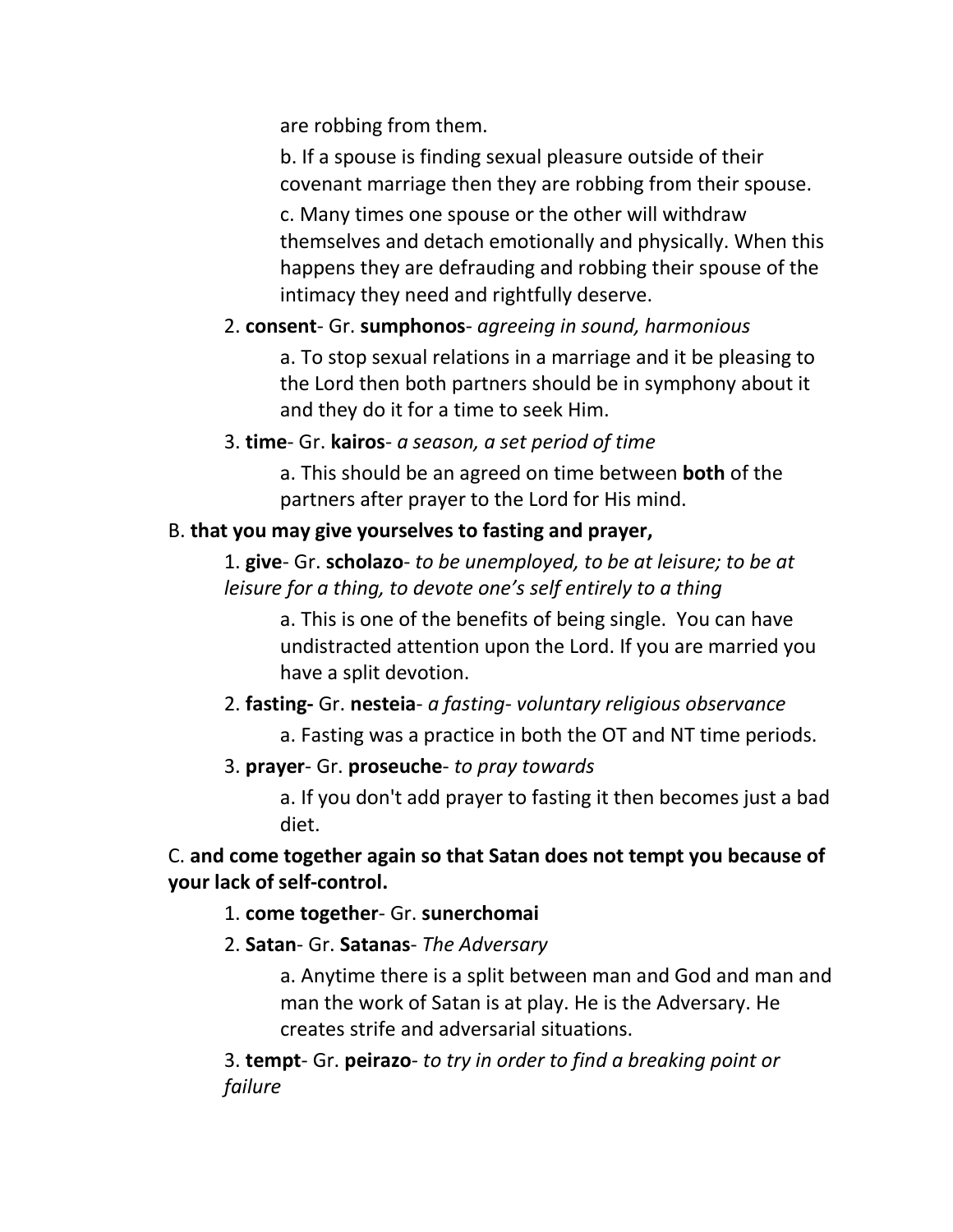are robbing from them.

b. If a spouse is finding sexual pleasure outside of their covenant marriage then they are robbing from their spouse.

c. Many times one spouse or the other will withdraw themselves and detach emotionally and physically. When this happens they are defrauding and robbing their spouse of the intimacy they need and rightfully deserve.

2. **consent**- Gr. **sumphonos**- *agreeing in sound, harmonious*

a. To stop sexual relations in a marriage and it be pleasing to the Lord then both partners should be in symphony about it and they do it for a time to seek Him.

3. **time**- Gr. **kairos**- *a season, a set period of time*

a. This should be an agreed on time between **both** of the partners after prayer to the Lord for His mind.

B. **that you may give yourselves to fasting and prayer,**

1. **give**- Gr. **scholazo**- *to be unemployed, to be at leisure; to be at leisure for a thing, to devote one's self entirely to a thing*

a. This is one of the benefits of being single. You can have undistracted attention upon the Lord. If you are married you have a split devotion.

2. **fasting-** Gr. **nesteia**- *a fasting- voluntary religious observance*

a. Fasting was a practice in both the OT and NT time periods.

3. **prayer**- Gr. **proseuche**- *to pray towards*

a. If you don't add prayer to fasting it then becomes just a bad diet.

C. **and come together again so that Satan does not tempt you because of your lack of self-control.**

1. **come together**- Gr. **sunerchomai**

2. **Satan**- Gr. **Satanas**- *The Adversary*

a. Anytime there is a split between man and God and man and man the work of Satan is at play. He is the Adversary. He creates strife and adversarial situations.

3. **tempt**- Gr. **peirazo**- *to try in order to find a breaking point or failure*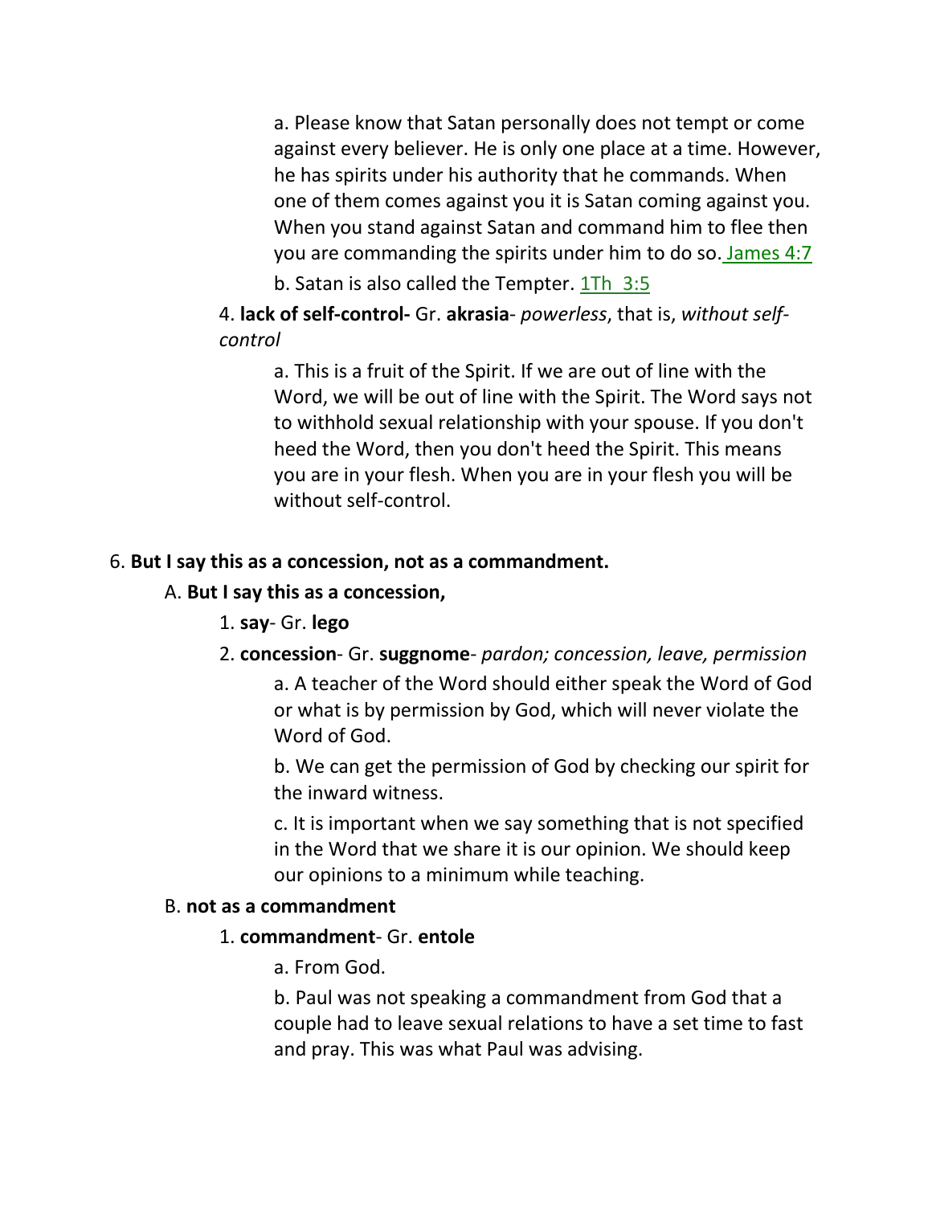a. Please know that Satan personally does not tempt or come against every believer. He is only one place at a time. However, he has spirits under his authority that he commands. When one of them comes against you it is Satan coming against you. When you stand against Satan and command him to flee then you are commanding the spirits under him to do so. James 4:7

b. Satan is also called the Tempter. 1Th 3:5

4. **lack of self-control-** Gr. **akrasia**- *powerless*, that is, *without self-control*

a. This is a fruit of the Spirit. If we are out of line with the Word, we will be out of line with the Spirit. The Word says not to withhold sexual relationship with your spouse. If you don't heed the Word, then you don't heed the Spirit. This means you are in your flesh. When you are in your flesh you will be without self-control.

6. **But I say this as a concession, not as a commandment.**

A. **But I say this as a concession,**

1. **say**- Gr. **lego**

2. **concession**- Gr. **suggnome**- *pardon; concession, leave, permission*

a. A teacher of the Word should either speak the Word of God or what is by permission by God, which will never violate the Word of God.

b. We can get the permission of God by checking our spirit for the inward witness.

c. It is important when we say something that is not specified in the Word that we share it is our opinion. We should keep our opinions to a minimum while teaching.

B. **not as a commandment**

1. **commandment**- Gr. **entole**

a. From God.

b. Paul was not speaking a commandment from God that a couple had to leave sexual relations to have a set time to fast and pray. This was what Paul was advising.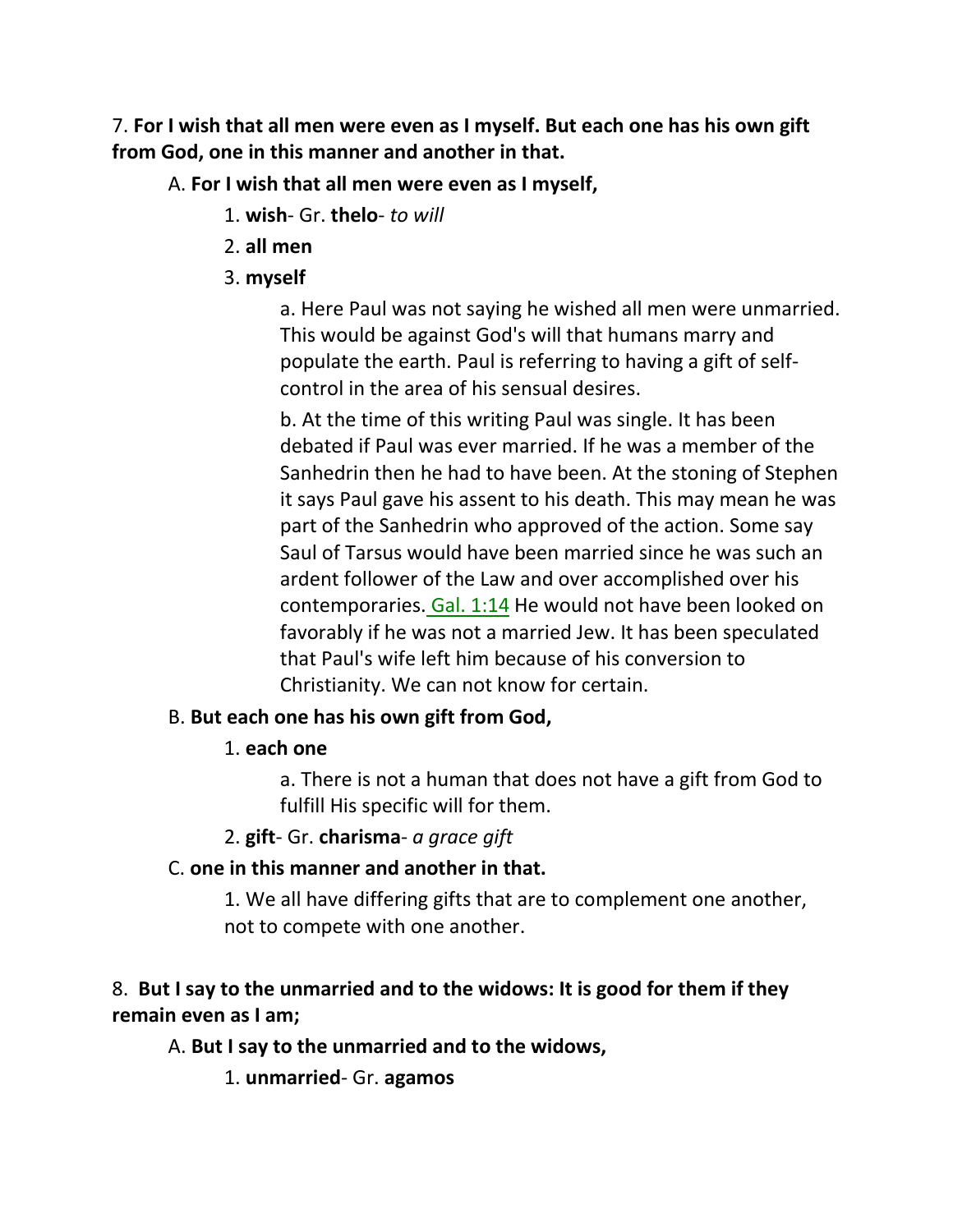7. **For I wish that all men were even as I myself. But each one has his own gift from God, one in this manner and another in that.**

A. **For I wish that all men were even as I myself,**

1. **wish**- Gr. **thelo**- *to will*

2. **all men**

3. **myself**

a. Here Paul was not saying he wished all men were unmarried. This would be against God's will that humans marry and populate the earth. Paul is referring to having a gift of self-control in the area of his sensual desires.

b. At the time of this writing Paul was single. It has been debated if Paul was ever married. If he was a member of the Sanhedrin then he had to have been. At the stoning of Stephen it says Paul gave his assent to his death. This may mean he was part of the Sanhedrin who approved of the action. Some say Saul of Tarsus would have been married since he was such an ardent follower of the Law and over accomplished over his contemporaries. Gal. 1:14 He would not have been looked on favorably if he was not a married Jew. It has been speculated that Paul's wife left him because of his conversion to Christianity. We can not know for certain.

B. **But each one has his own gift from God,**

1. **each one**

a. There is not a human that does not have a gift from God to fulfill His specific will for them.

2. **gift**- Gr. **charisma**- *a grace gift*

C. **one in this manner and another in that.**

1. We all have differing gifts that are to complement one another, not to compete with one another.

8. **But I say to the unmarried and to the widows: It is good for them if they remain even as I am;**

A. **But I say to the unmarried and to the widows,**

1. **unmarried**- Gr. **agamos**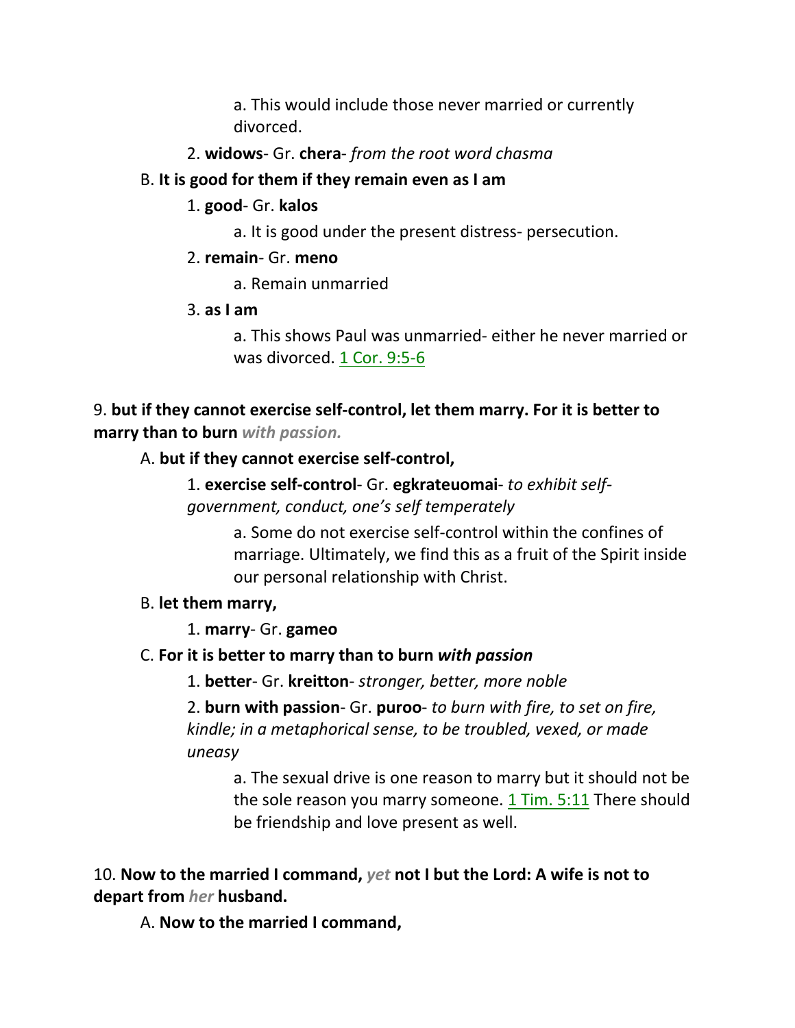a. This would include those never married or currently divorced.

2. **widows**- Gr. **chera**- *from the root word chasma*

B. **It is good for them if they remain even as I am**

1. **good**- Gr. **kalos**

a. It is good under the present distress- persecution.

2. **remain**- Gr. **meno**

a. Remain unmarried

3. **as I am**

a. This shows Paul was unmarried- either he never married or was divorced. 1 Cor. 9:5-6

9. **but if they cannot exercise self-control, let them marry. For it is better to marry than to burn** ***with passion.***

A. **but if they cannot exercise self-control,**

1. **exercise self-control**- Gr. **egkrateuomai**- *to exhibit self-government, conduct, one's self temperately*

a. Some do not exercise self-control within the confines of marriage. Ultimately, we find this as a fruit of the Spirit inside our personal relationship with Christ.

B. **let them marry,**

1. **marry**- Gr. **gameo**

C. **For it is better to marry than to burn** ***with passion***

1. **better**- Gr. **kreitton**- *stronger, better, more noble*

2. **burn with passion**- Gr. **puroo**- *to burn with fire, to set on fire, kindle; in a metaphorical sense, to be troubled, vexed, or made uneasy*

a. The sexual drive is one reason to marry but it should not be the sole reason you marry someone. 1 Tim. 5:11 There should be friendship and love present as well.

10. **Now to the married I command,** ***yet*** **not I but the Lord: A wife is not to depart from** ***her*** **husband.**

A. **Now to the married I command,**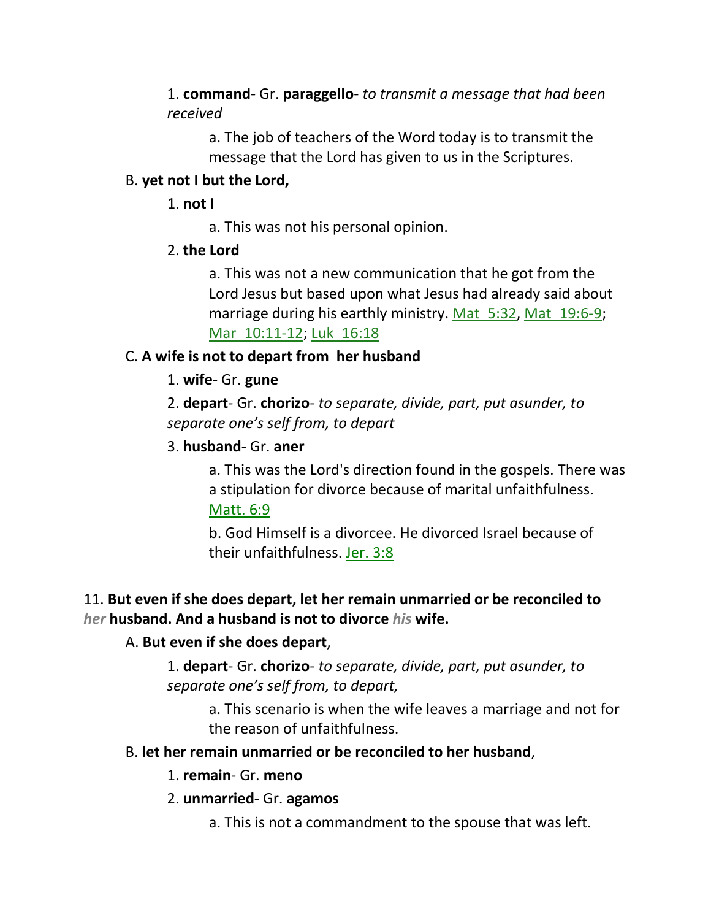1. **command**- Gr. **paraggello**- *to transmit a message that had been received*

   a. The job of teachers of the Word today is to transmit the message that the Lord has given to us in the Scriptures.

B. **yet not I but the Lord,**

1. **not I**

   a. This was not his personal opinion.

2. **the Lord**

   a. This was not a new communication that he got from the Lord Jesus but based upon what Jesus had already said about marriage during his earthly ministry. Mat_5:32, Mat_19:6-9; Mar_10:11-12; Luk_16:18

C. **A wife is not to depart from her husband**

1. **wife**- Gr. **gune**

2. **depart**- Gr. **chorizo**- *to separate, divide, part, put asunder, to separate one's self from, to depart*

3. **husband**- Gr. **aner**

   a. This was the Lord's direction found in the gospels. There was a stipulation for divorce because of marital unfaithfulness. Matt. 6:9

   b. God Himself is a divorcee. He divorced Israel because of their unfaithfulness. Jer. 3:8

11. **But even if she does depart, let her remain unmarried or be reconciled to** ***her*** **husband. And a husband is not to divorce** ***his*** **wife.**

A. **But even if she does depart**,

1. **depart**- Gr. **chorizo**- *to separate, divide, part, put asunder, to separate one's self from, to depart,*

   a. This scenario is when the wife leaves a marriage and not for the reason of unfaithfulness.

B. **let her remain unmarried or be reconciled to her husband**,

1. **remain**- Gr. **meno**

2. **unmarried**- Gr. **agamos**

   a. This is not a commandment to the spouse that was left.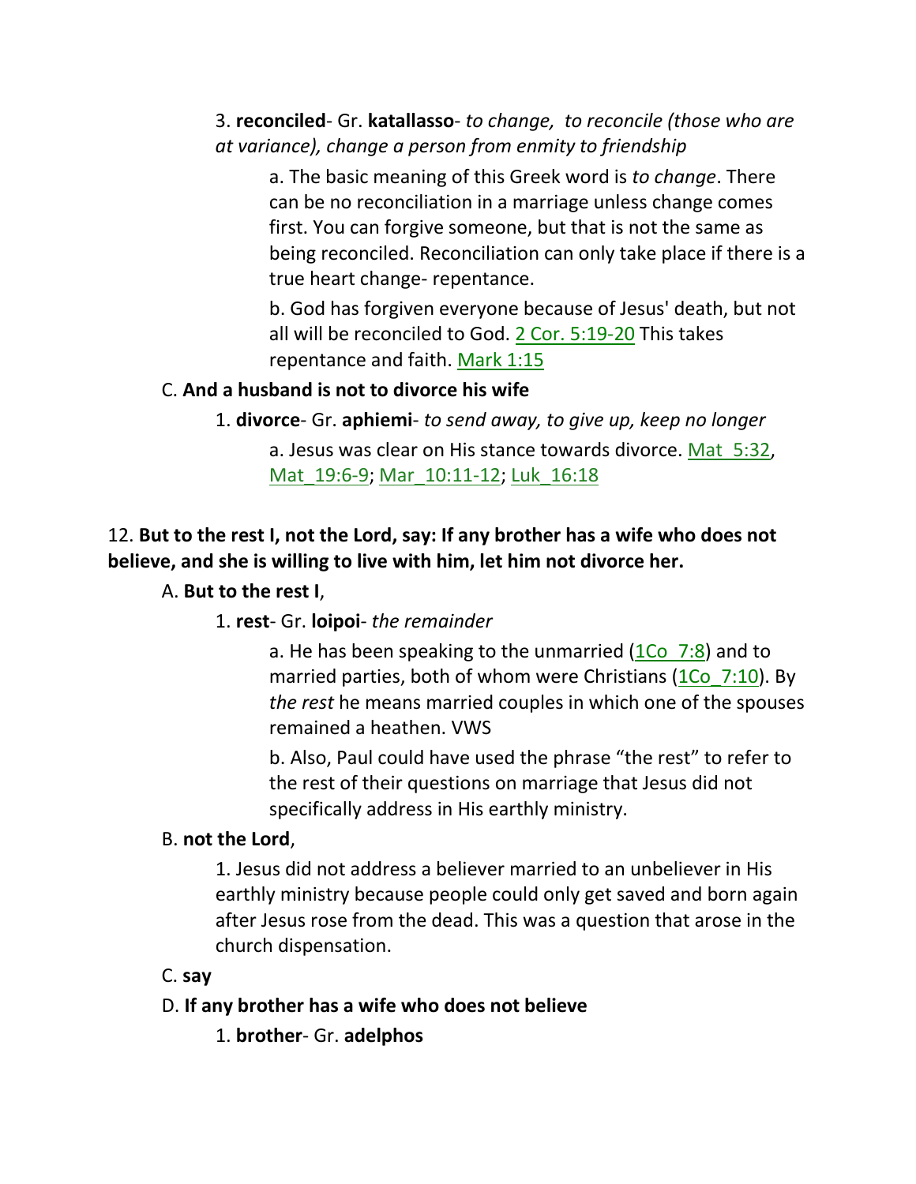3. **reconciled**- Gr. **katallasso**- *to change, to reconcile (those who are at variance), change a person from enmity to friendship*

a. The basic meaning of this Greek word is *to change*. There can be no reconciliation in a marriage unless change comes first. You can forgive someone, but that is not the same as being reconciled. Reconciliation can only take place if there is a true heart change- repentance.

b. God has forgiven everyone because of Jesus' death, but not all will be reconciled to God. 2 Cor. 5:19-20 This takes repentance and faith. Mark 1:15

C. **And a husband is not to divorce his wife**

1. **divorce**- Gr. **aphiemi**- *to send away, to give up, keep no longer*

a. Jesus was clear on His stance towards divorce. Mat_5:32, Mat_19:6-9; Mar_10:11-12; Luk_16:18

12. **But to the rest I, not the Lord, say: If any brother has a wife who does not believe, and she is willing to live with him, let him not divorce her.**

A. **But to the rest I**,

1. **rest**- Gr. **loipoi**- *the remainder*

a. He has been speaking to the unmarried (1Co_7:8) and to married parties, both of whom were Christians (1Co_7:10). By *the rest* he means married couples in which one of the spouses remained a heathen. VWS

b. Also, Paul could have used the phrase "the rest" to refer to the rest of their questions on marriage that Jesus did not specifically address in His earthly ministry.

B. **not the Lord**,

1. Jesus did not address a believer married to an unbeliever in His earthly ministry because people could only get saved and born again after Jesus rose from the dead. This was a question that arose in the church dispensation.

C. **say**

D. **If any brother has a wife who does not believe**

1. **brother**- Gr. **adelphos**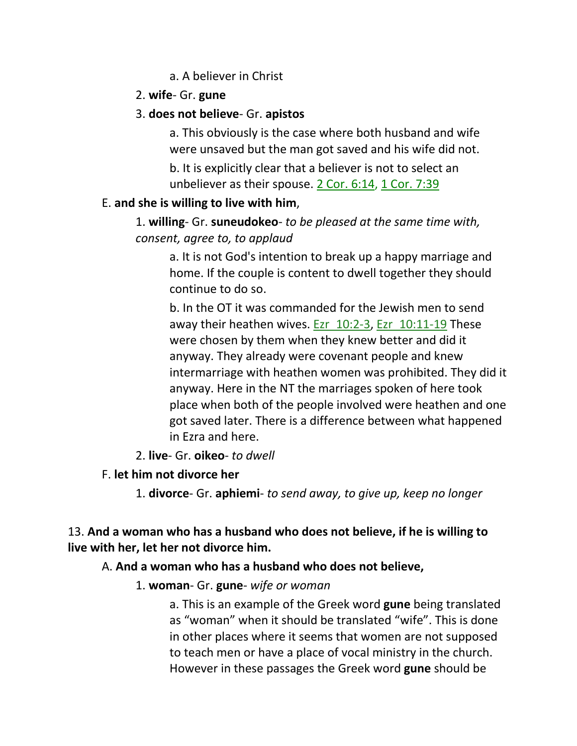a. A believer in Christ

2. **wife**- Gr. **gune**

3. **does not believe**- Gr. **apistos**

a. This obviously is the case where both husband and wife were unsaved but the man got saved and his wife did not.

b. It is explicitly clear that a believer is not to select an unbeliever as their spouse. 2 Cor. 6:14, 1 Cor. 7:39

E. **and she is willing to live with him**,

1. **willing**- Gr. **suneudokeo**- *to be pleased at the same time with, consent, agree to, to applaud*

a. It is not God's intention to break up a happy marriage and home. If the couple is content to dwell together they should continue to do so.

b. In the OT it was commanded for the Jewish men to send away their heathen wives. Ezr_10:2-3, Ezr_10:11-19 These were chosen by them when they knew better and did it anyway. They already were covenant people and knew intermarriage with heathen women was prohibited. They did it anyway. Here in the NT the marriages spoken of here took place when both of the people involved were heathen and one got saved later. There is a difference between what happened in Ezra and here.

2. **live**- Gr. **oikeo**- *to dwell*

F. **let him not divorce her**

1. **divorce**- Gr. **aphiemi**- *to send away, to give up, keep no longer*

13. **And a woman who has a husband who does not believe, if he is willing to live with her, let her not divorce him.**

A. **And a woman who has a husband who does not believe,**

1. **woman**- Gr. **gune**- *wife or woman*

a. This is an example of the Greek word **gune** being translated as "woman" when it should be translated "wife". This is done in other places where it seems that women are not supposed to teach men or have a place of vocal ministry in the church. However in these passages the Greek word **gune** should be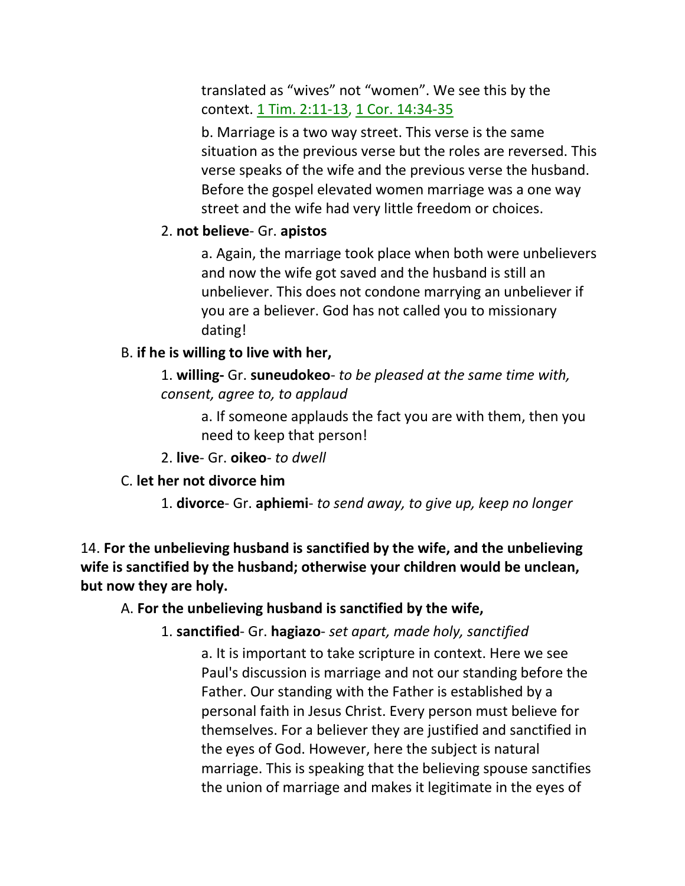translated as “wives” not “women”. We see this by the context. 1 Tim. 2:11-13, 1 Cor. 14:34-35

b. Marriage is a two way street. This verse is the same situation as the previous verse but the roles are reversed. This verse speaks of the wife and the previous verse the husband. Before the gospel elevated women marriage was a one way street and the wife had very little freedom or choices.

2. **not believe**- Gr. **apistos**

a. Again, the marriage took place when both were unbelievers and now the wife got saved and the husband is still an unbeliever. This does not condone marrying an unbeliever if you are a believer. God has not called you to missionary dating!

B. **if he is willing to live with her,**

1. **willing-** Gr. **suneudokeo**- *to be pleased at the same time with, consent, agree to, to applaud*

a. If someone applauds the fact you are with them, then you need to keep that person!

2. **live**- Gr. **oikeo**- *to dwell*

C. **let her not divorce him**

1. **divorce**- Gr. **aphiemi**- *to send away, to give up, keep no longer*

14. **For the unbelieving husband is sanctified by the wife, and the unbelieving wife is sanctified by the husband; otherwise your children would be unclean, but now they are holy.**

A. **For the unbelieving husband is sanctified by the wife,**

1. **sanctified**- Gr. **hagiazo**- *set apart, made holy, sanctified*

a. It is important to take scripture in context. Here we see Paul's discussion is marriage and not our standing before the Father. Our standing with the Father is established by a personal faith in Jesus Christ. Every person must believe for themselves. For a believer they are justified and sanctified in the eyes of God. However, here the subject is natural marriage. This is speaking that the believing spouse sanctifies the union of marriage and makes it legitimate in the eyes of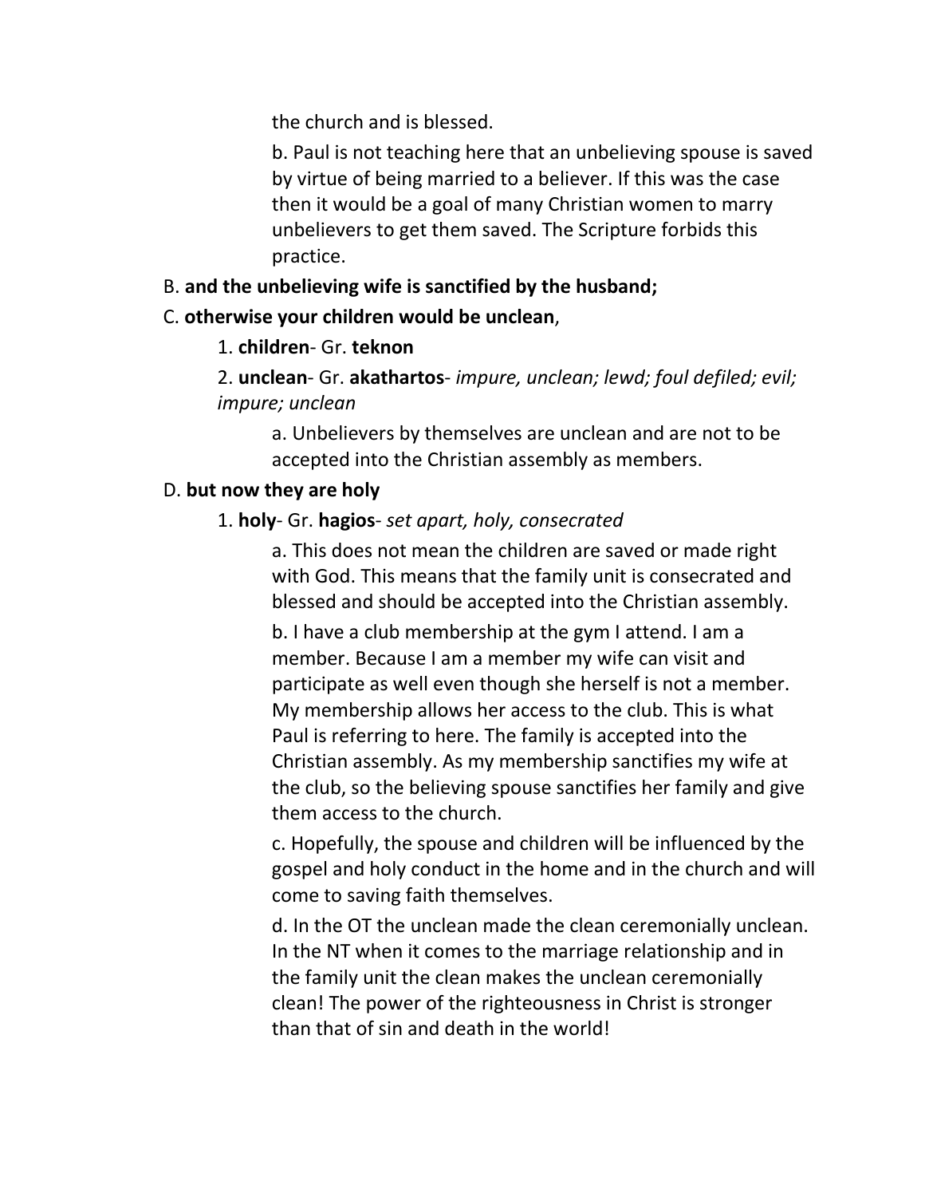the church and is blessed.

b. Paul is not teaching here that an unbelieving spouse is saved by virtue of being married to a believer. If this was the case then it would be a goal of many Christian women to marry unbelievers to get them saved. The Scripture forbids this practice.

B. **and the unbelieving wife is sanctified by the husband;**

C. **otherwise your children would be unclean**,

1. **children**- Gr. **teknon**

2. **unclean**- Gr. **akathartos**- *impure, unclean; lewd; foul defiled; evil; impure; unclean*

a. Unbelievers by themselves are unclean and are not to be accepted into the Christian assembly as members.

D. **but now they are holy**

1. **holy**- Gr. **hagios**- *set apart, holy, consecrated*

a. This does not mean the children are saved or made right with God. This means that the family unit is consecrated and blessed and should be accepted into the Christian assembly.

b. I have a club membership at the gym I attend. I am a member. Because I am a member my wife can visit and participate as well even though she herself is not a member. My membership allows her access to the club. This is what Paul is referring to here. The family is accepted into the Christian assembly. As my membership sanctifies my wife at the club, so the believing spouse sanctifies her family and give them access to the church.

c. Hopefully, the spouse and children will be influenced by the gospel and holy conduct in the home and in the church and will come to saving faith themselves.

d. In the OT the unclean made the clean ceremonially unclean. In the NT when it comes to the marriage relationship and in the family unit the clean makes the unclean ceremonially clean! The power of the righteousness in Christ is stronger than that of sin and death in the world!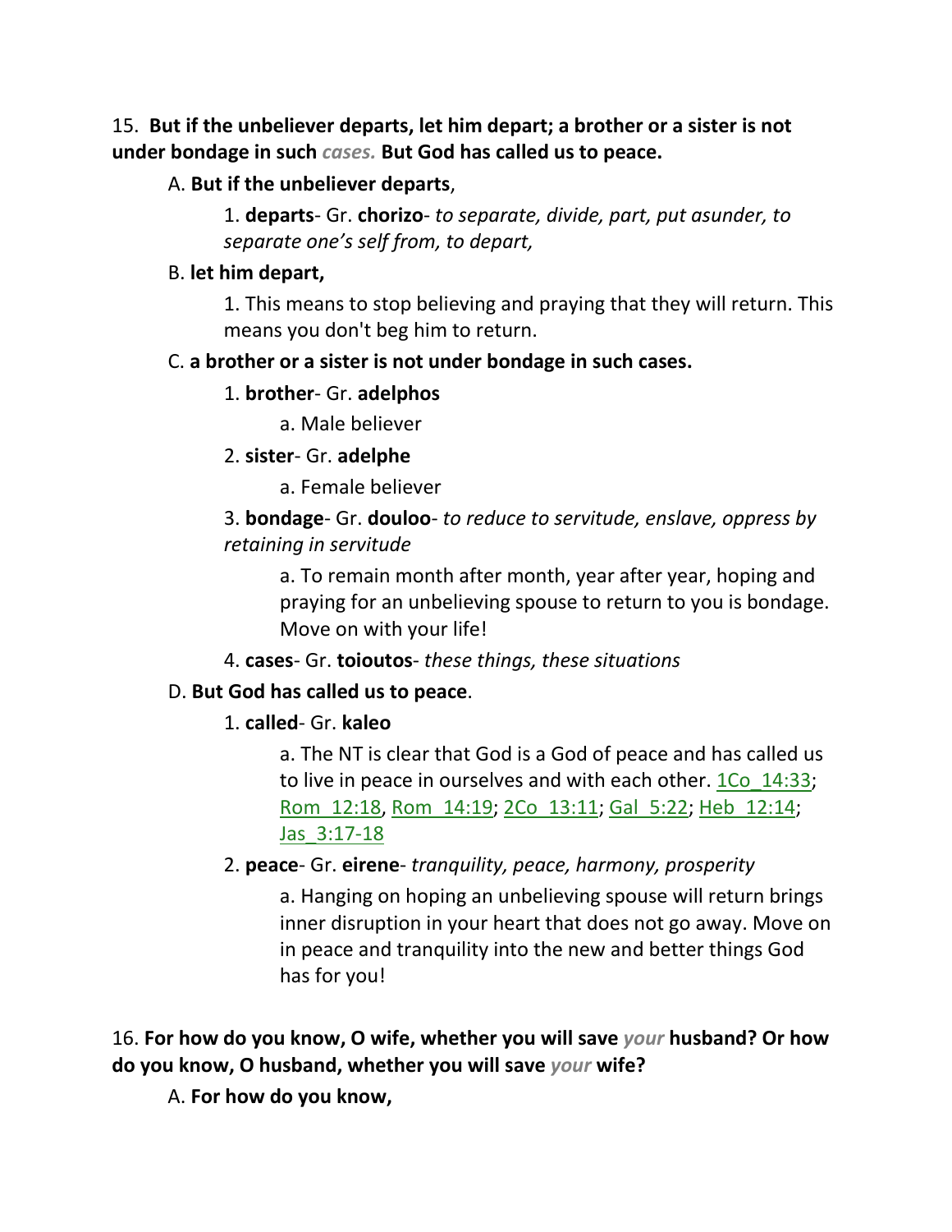15. **But if the unbeliever departs, let him depart; a brother or a sister is not under bondage in such** ***cases.*** **But God has called us to peace.**

A. **But if the unbeliever departs**,

1. **departs**- Gr. **chorizo**- *to separate, divide, part, put asunder, to separate one's self from, to depart,*

B. **let him depart,**

1. This means to stop believing and praying that they will return. This means you don't beg him to return.

C. **a brother or a sister is not under bondage in such cases.**

1. **brother**- Gr. **adelphos**

a. Male believer

2. **sister**- Gr. **adelphe**

a. Female believer

3. **bondage**- Gr. **douloo**- *to reduce to servitude, enslave, oppress by retaining in servitude*

a. To remain month after month, year after year, hoping and praying for an unbelieving spouse to return to you is bondage. Move on with your life!

4. **cases**- Gr. **toioutos**- *these things, these situations*

D. **But God has called us to peace**.

1. **called**- Gr. **kaleo**

a. The NT is clear that God is a God of peace and has called us to live in peace in ourselves and with each other. 1Co_14:33; Rom_12:18, Rom_14:19; 2Co_13:11; Gal_5:22; Heb_12:14; Jas_3:17-18

2. **peace**- Gr. **eirene**- *tranquility, peace, harmony, prosperity*

a. Hanging on hoping an unbelieving spouse will return brings inner disruption in your heart that does not go away. Move on in peace and tranquility into the new and better things God has for you!

16. **For how do you know, O wife, whether you will save** ***your*** **husband? Or how do you know, O husband, whether you will save** ***your*** **wife?**

A. **For how do you know,**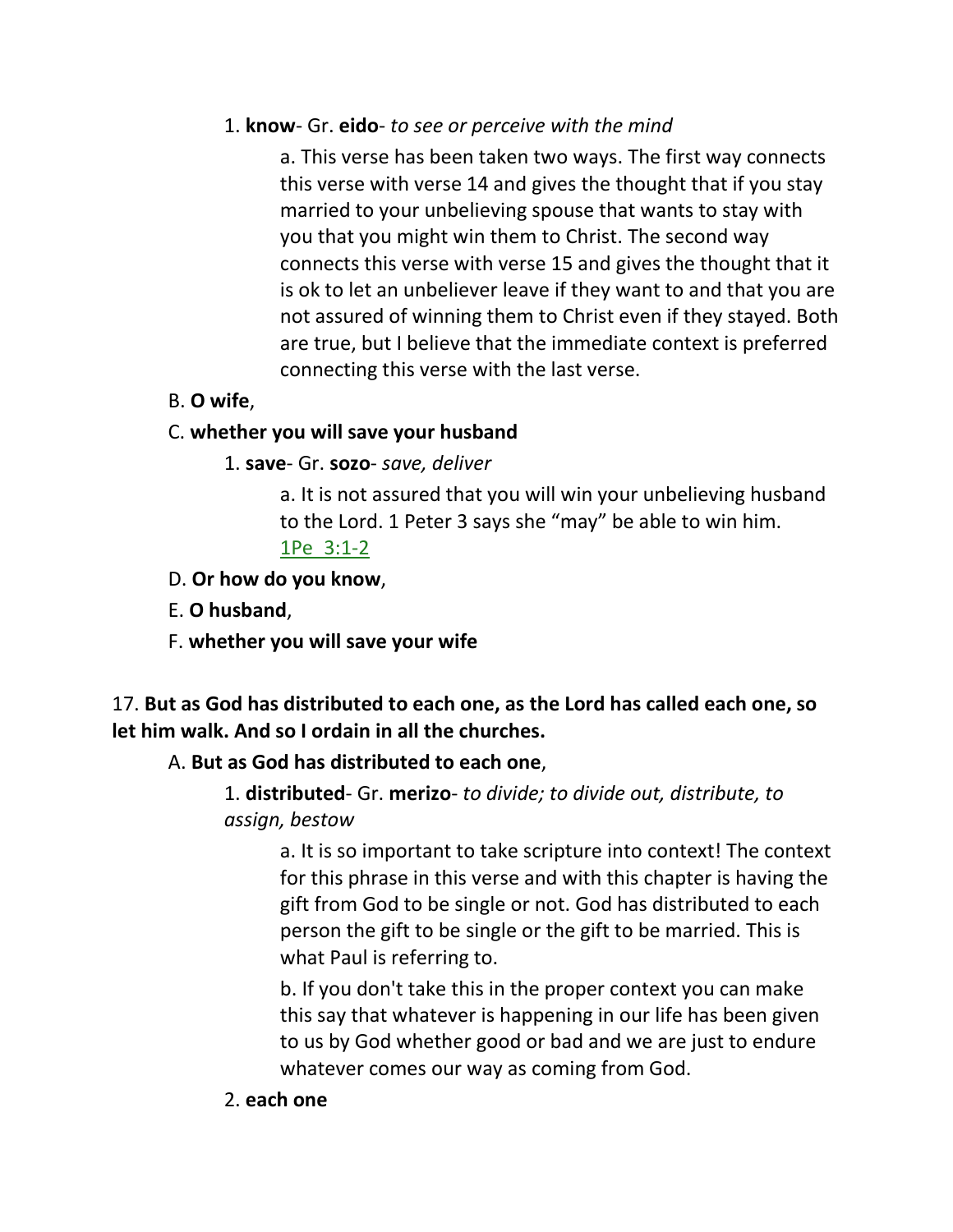1. **know**- Gr. **eido**- *to see or perceive with the mind*

    a. This verse has been taken two ways. The first way connects this verse with verse 14 and gives the thought that if you stay married to your unbelieving spouse that wants to stay with you that you might win them to Christ. The second way connects this verse with verse 15 and gives the thought that it is ok to let an unbeliever leave if they want to and that you are not assured of winning them to Christ even if they stayed. Both are true, but I believe that the immediate context is preferred connecting this verse with the last verse.

B. **O wife**,

C. **whether you will save your husband**

1. **save**- Gr. **sozo**- *save, deliver*

    a. It is not assured that you will win your unbelieving husband to the Lord. 1 Peter 3 says she "may" be able to win him. 1Pe 3:1-2

D. **Or how do you know**,

E. **O husband**,

F. **whether you will save your wife**

17. **But as God has distributed to each one, as the Lord has called each one, so let him walk. And so I ordain in all the churches.**

A. **But as God has distributed to each one**,

1. **distributed**- Gr. **merizo**- *to divide; to divide out, distribute, to assign, bestow*

    a. It is so important to take scripture into context! The context for this phrase in this verse and with this chapter is having the gift from God to be single or not. God has distributed to each person the gift to be single or the gift to be married. This is what Paul is referring to.

    b. If you don't take this in the proper context you can make this say that whatever is happening in our life has been given to us by God whether good or bad and we are just to endure whatever comes our way as coming from God.

2. **each one**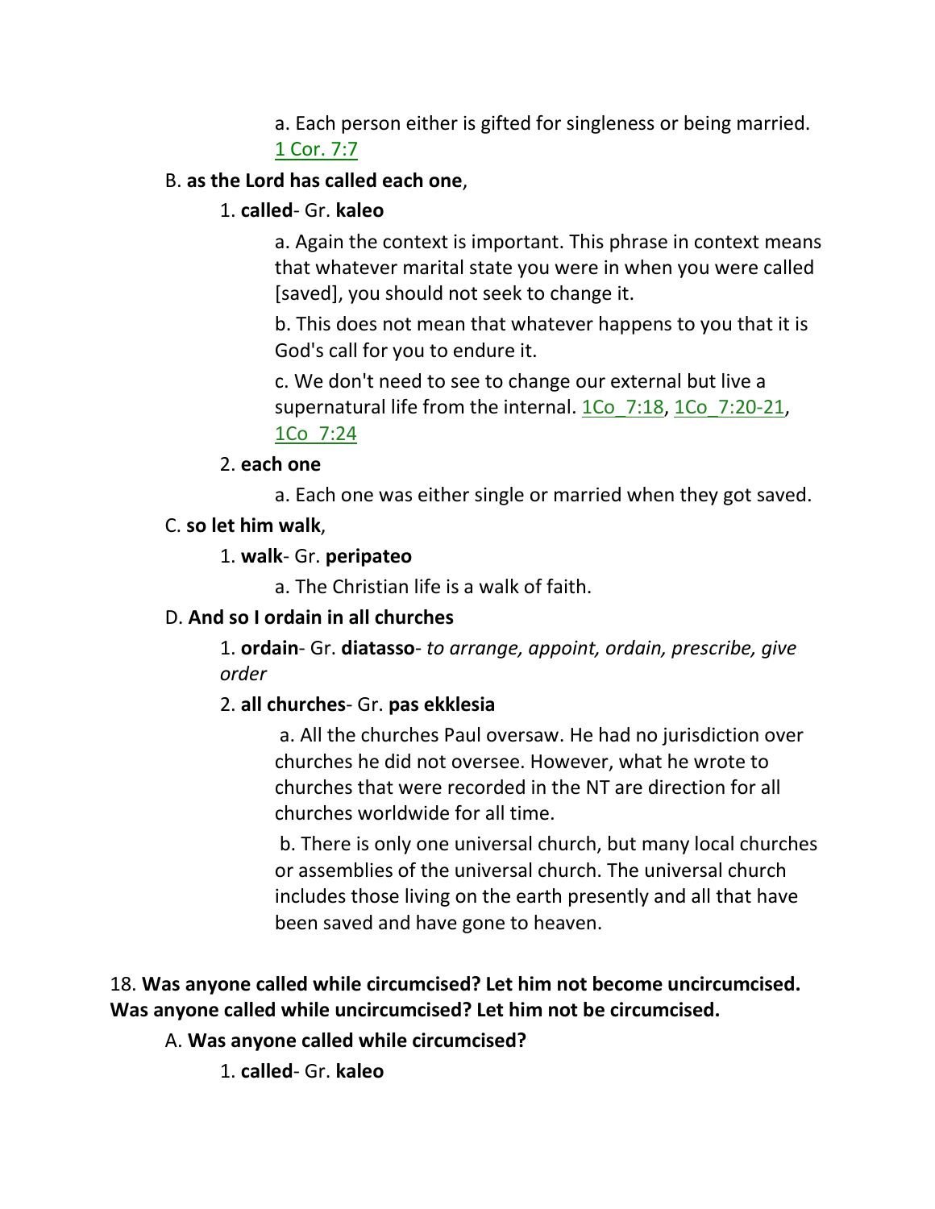a. Each person either is gifted for singleness or being married. 1 Cor. 7:7

B. **as the Lord has called each one**,

1. **called**- Gr. **kaleo**

a. Again the context is important. This phrase in context means that whatever marital state you were in when you were called [saved], you should not seek to change it.

b. This does not mean that whatever happens to you that it is God's call for you to endure it.

c. We don't need to see to change our external but live a supernatural life from the internal. 1Co_7:18, 1Co_7:20-21, 1Co_7:24

2. **each one**

a. Each one was either single or married when they got saved.

C. **so let him walk**,

1. **walk**- Gr. **peripateo**

a. The Christian life is a walk of faith.

D. **And so I ordain in all churches**

1. **ordain**- Gr. **diatasso**- *to arrange, appoint, ordain, prescribe, give order*

2. **all churches**- Gr. **pas ekklesia**

a. All the churches Paul oversaw. He had no jurisdiction over churches he did not oversee. However, what he wrote to churches that were recorded in the NT are direction for all churches worldwide for all time.

b. There is only one universal church, but many local churches or assemblies of the universal church. The universal church includes those living on the earth presently and all that have been saved and have gone to heaven.

18. **Was anyone called while circumcised? Let him not become uncircumcised. Was anyone called while uncircumcised? Let him not be circumcised.**

A. **Was anyone called while circumcised?**

1. **called**- Gr. **kaleo**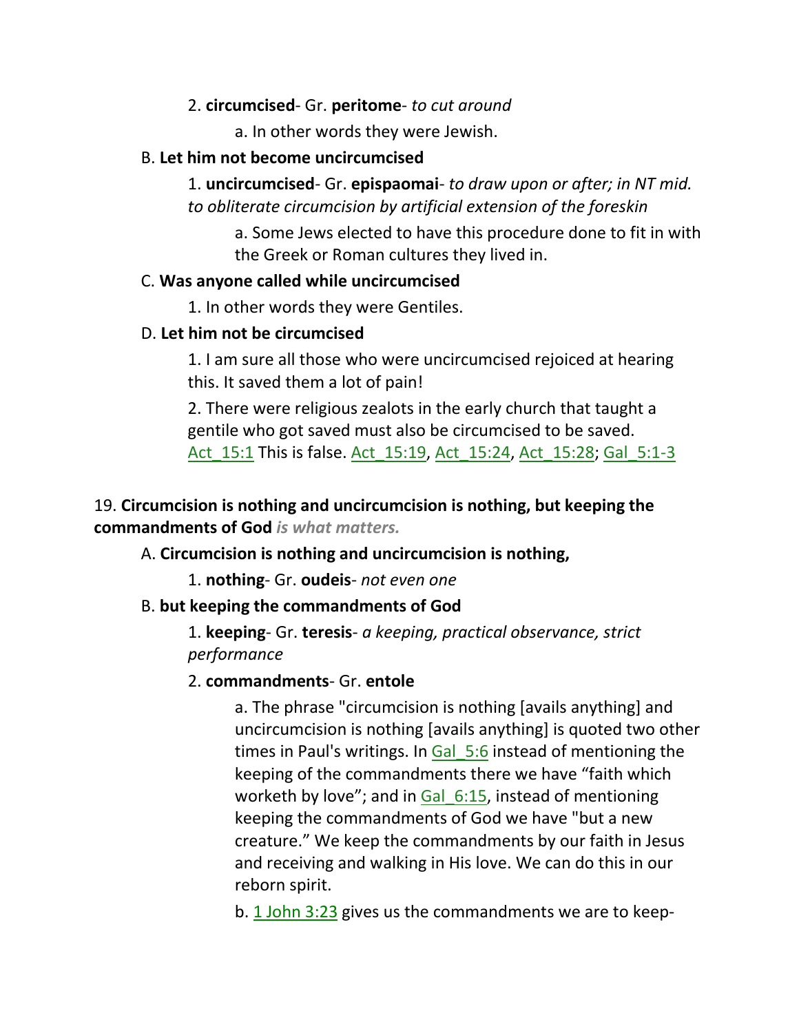2. **circumcised**- Gr. **peritome**- *to cut around*

a. In other words they were Jewish.

B. **Let him not become uncircumcised**

1. **uncircumcised**- Gr. **epispaomai**- *to draw upon or after; in NT mid. to obliterate circumcision by artificial extension of the foreskin*

a. Some Jews elected to have this procedure done to fit in with the Greek or Roman cultures they lived in.

C. **Was anyone called while uncircumcised**

1. In other words they were Gentiles.

D. **Let him not be circumcised**

1. I am sure all those who were uncircumcised rejoiced at hearing this. It saved them a lot of pain!

2. There were religious zealots in the early church that taught a gentile who got saved must also be circumcised to be saved. Act_15:1 This is false. Act_15:19, Act_15:24, Act_15:28; Gal_5:1-3

19. **Circumcision is nothing and uncircumcision is nothing, but keeping the commandments of God** ***is what matters.***

A. **Circumcision is nothing and uncircumcision is nothing,**

1. **nothing**- Gr. **oudeis**- *not even one*

B. **but keeping the commandments of God**

1. **keeping**- Gr. **teresis**- *a keeping, practical observance, strict performance*

2. **commandments**- Gr. **entole**

a. The phrase "circumcision is nothing [avails anything] and uncircumcision is nothing [avails anything] is quoted two other times in Paul's writings. In Gal_5:6 instead of mentioning the keeping of the commandments there we have "faith which worketh by love"; and in Gal_6:15, instead of mentioning keeping the commandments of God we have "but a new creature." We keep the commandments by our faith in Jesus and receiving and walking in His love. We can do this in our reborn spirit.

b. 1 John 3:23 gives us the commandments we are to keep-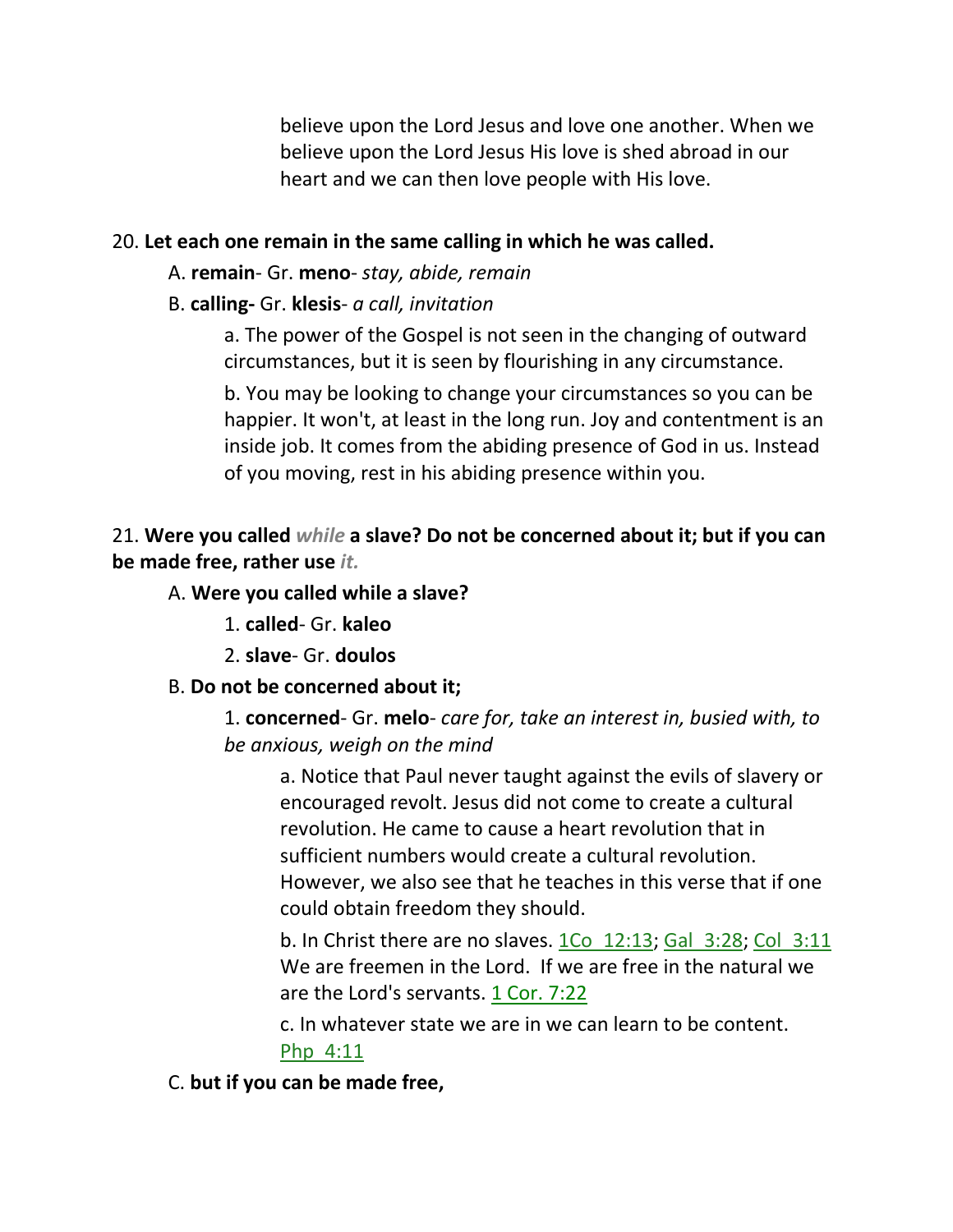believe upon the Lord Jesus and love one another. When we believe upon the Lord Jesus His love is shed abroad in our heart and we can then love people with His love.

20. **Let each one remain in the same calling in which he was called.**

A. **remain**- Gr. **meno**- *stay, abide, remain*

B. **calling-** Gr. **klesis**- *a call, invitation*

a. The power of the Gospel is not seen in the changing of outward circumstances, but it is seen by flourishing in any circumstance.

b. You may be looking to change your circumstances so you can be happier. It won't, at least in the long run. Joy and contentment is an inside job. It comes from the abiding presence of God in us. Instead of you moving, rest in his abiding presence within you.

21. **Were you called** ***while*** **a slave? Do not be concerned about it; but if you can be made free, rather use** ***it.***

A. **Were you called while a slave?**

1. **called**- Gr. **kaleo**

2. **slave**- Gr. **doulos**

B. **Do not be concerned about it;**

1. **concerned**- Gr. **melo**- *care for, take an interest in, busied with, to be anxious, weigh on the mind*

a. Notice that Paul never taught against the evils of slavery or encouraged revolt. Jesus did not come to create a cultural revolution. He came to cause a heart revolution that in sufficient numbers would create a cultural revolution. However, we also see that he teaches in this verse that if one could obtain freedom they should.

b. In Christ there are no slaves. 1Co 12:13; Gal 3:28; Col 3:11 We are freemen in the Lord. If we are free in the natural we are the Lord's servants. 1 Cor. 7:22

c. In whatever state we are in we can learn to be content. Php 4:11

C. **but if you can be made free,**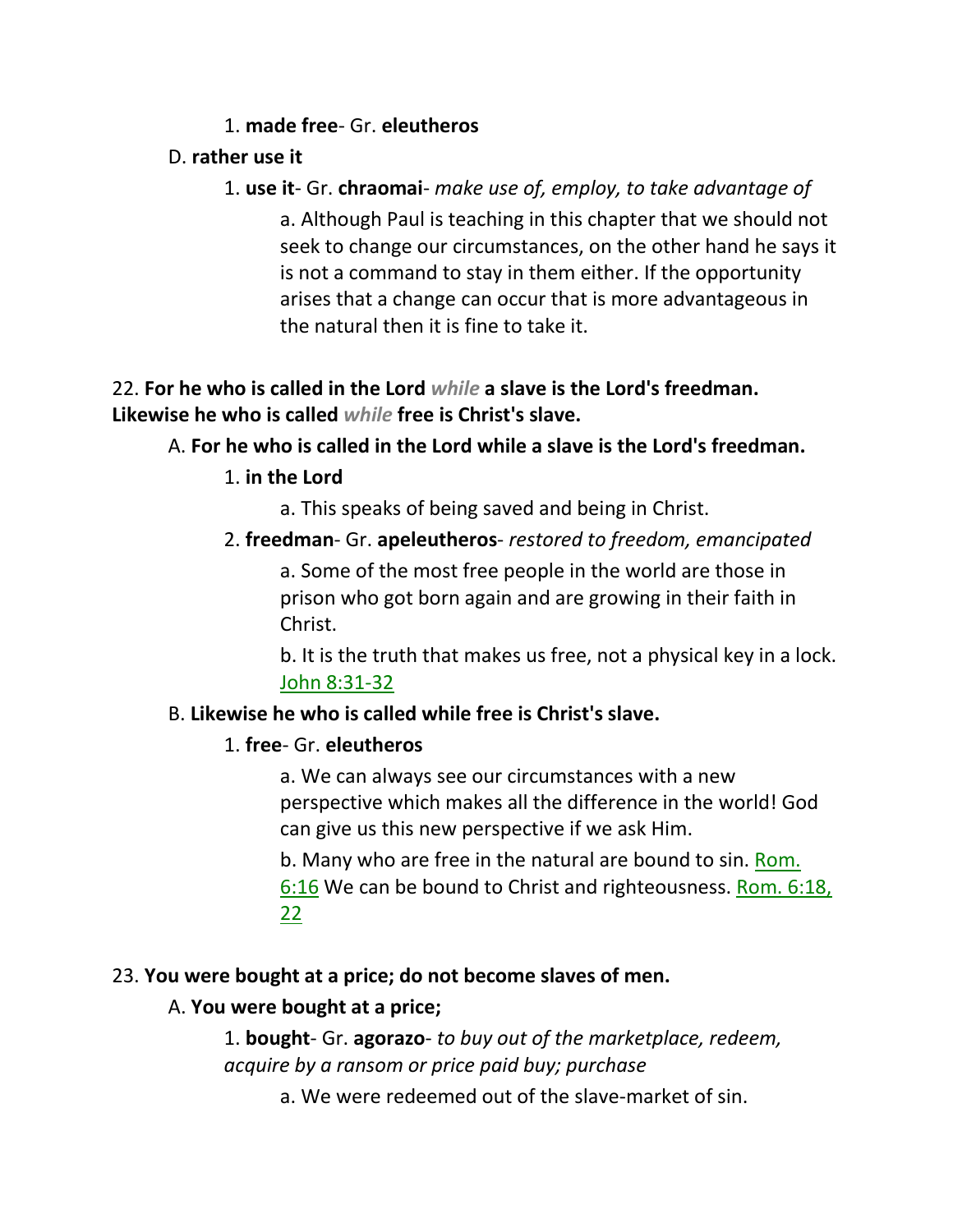1. **made free**- Gr. **eleutheros**

D. **rather use it**

1. **use it**- Gr. **chraomai**- *make use of, employ, to take advantage of*

a. Although Paul is teaching in this chapter that we should not seek to change our circumstances, on the other hand he says it is not a command to stay in them either. If the opportunity arises that a change can occur that is more advantageous in the natural then it is fine to take it.

22. **For he who is called in the Lord *while* a slave is the Lord's freedman. Likewise he who is called *while* free is Christ's slave.**

A. **For he who is called in the Lord while a slave is the Lord's freedman.**

1. **in the Lord**

a. This speaks of being saved and being in Christ.

2. **freedman**- Gr. **apeleutheros**- *restored to freedom, emancipated*

a. Some of the most free people in the world are those in prison who got born again and are growing in their faith in Christ.

b. It is the truth that makes us free, not a physical key in a lock. John 8:31-32

B. **Likewise he who is called while free is Christ's slave.**

1. **free**- Gr. **eleutheros**

a. We can always see our circumstances with a new perspective which makes all the difference in the world! God can give us this new perspective if we ask Him.

b. Many who are free in the natural are bound to sin. Rom. 6:16 We can be bound to Christ and righteousness. Rom. 6:18, 22

23. **You were bought at a price; do not become slaves of men.**

A. **You were bought at a price;**

1. **bought**- Gr. **agorazo**- *to buy out of the marketplace, redeem, acquire by a ransom or price paid buy; purchase*

a. We were redeemed out of the slave-market of sin.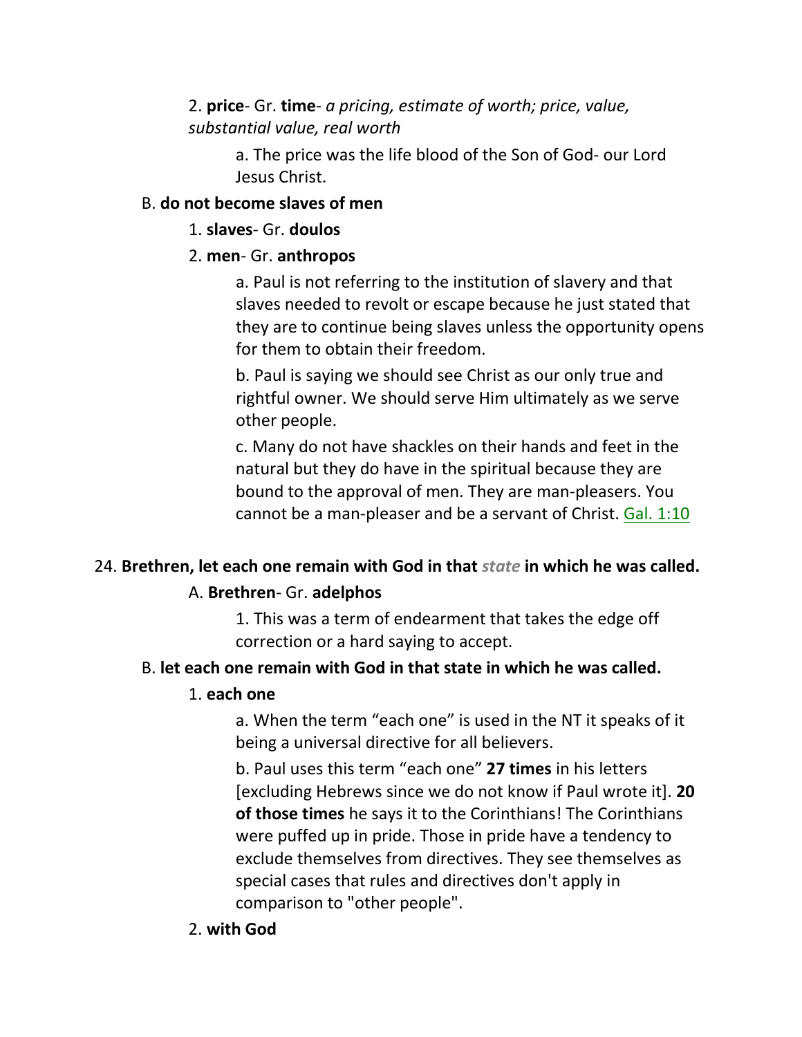2. **price**- Gr. **time**- *a pricing, estimate of worth; price, value, substantial value, real worth*

a. The price was the life blood of the Son of God- our Lord Jesus Christ.

B. **do not become slaves of men**

1. **slaves**- Gr. **doulos**

2. **men**- Gr. **anthropos**

a. Paul is not referring to the institution of slavery and that slaves needed to revolt or escape because he just stated that they are to continue being slaves unless the opportunity opens for them to obtain their freedom.

b. Paul is saying we should see Christ as our only true and rightful owner. We should serve Him ultimately as we serve other people.

c. Many do not have shackles on their hands and feet in the natural but they do have in the spiritual because they are bound to the approval of men. They are man-pleasers. You cannot be a man-pleaser and be a servant of Christ. Gal. 1:10

24. **Brethren, let each one remain with God in that *state* in which he was called.**

A. **Brethren**- Gr. **adelphos**

1. This was a term of endearment that takes the edge off correction or a hard saying to accept.

B. **let each one remain with God in that state in which he was called.**

1. **each one**

a. When the term "each one" is used in the NT it speaks of it being a universal directive for all believers.

b. Paul uses this term "each one" **27 times** in his letters [excluding Hebrews since we do not know if Paul wrote it]. **20 of those times** he says it to the Corinthians! The Corinthians were puffed up in pride. Those in pride have a tendency to exclude themselves from directives. They see themselves as special cases that rules and directives don't apply in comparison to "other people".

2. **with God**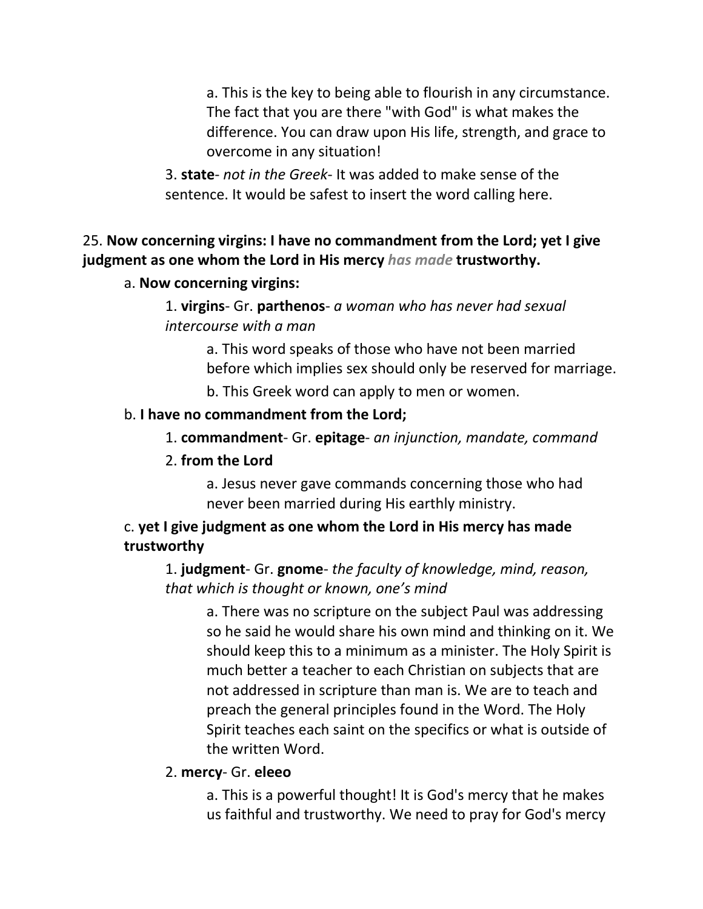a. This is the key to being able to flourish in any circumstance. The fact that you are there "with God" is what makes the difference. You can draw upon His life, strength, and grace to overcome in any situation!

3. **state**- *not in the Greek*- It was added to make sense of the sentence. It would be safest to insert the word calling here.

25. **Now concerning virgins: I have no commandment from the Lord; yet I give judgment as one whom the Lord in His mercy *has made* trustworthy.**

a. **Now concerning virgins:**

1. **virgins**- Gr. **parthenos**- *a woman who has never had sexual intercourse with a man*

a. This word speaks of those who have not been married before which implies sex should only be reserved for marriage.

b. This Greek word can apply to men or women.

b. **I have no commandment from the Lord;**

1. **commandment**- Gr. **epitage**- *an injunction, mandate, command*

2. **from the Lord**

a. Jesus never gave commands concerning those who had never been married during His earthly ministry.

c. **yet I give judgment as one whom the Lord in His mercy has made trustworthy**

1. **judgment**- Gr. **gnome**- *the faculty of knowledge, mind, reason, that which is thought or known, one's mind*

a. There was no scripture on the subject Paul was addressing so he said he would share his own mind and thinking on it. We should keep this to a minimum as a minister. The Holy Spirit is much better a teacher to each Christian on subjects that are not addressed in scripture than man is. We are to teach and preach the general principles found in the Word. The Holy Spirit teaches each saint on the specifics or what is outside of the written Word.

2. **mercy**- Gr. **eleeo**

a. This is a powerful thought! It is God's mercy that he makes us faithful and trustworthy. We need to pray for God's mercy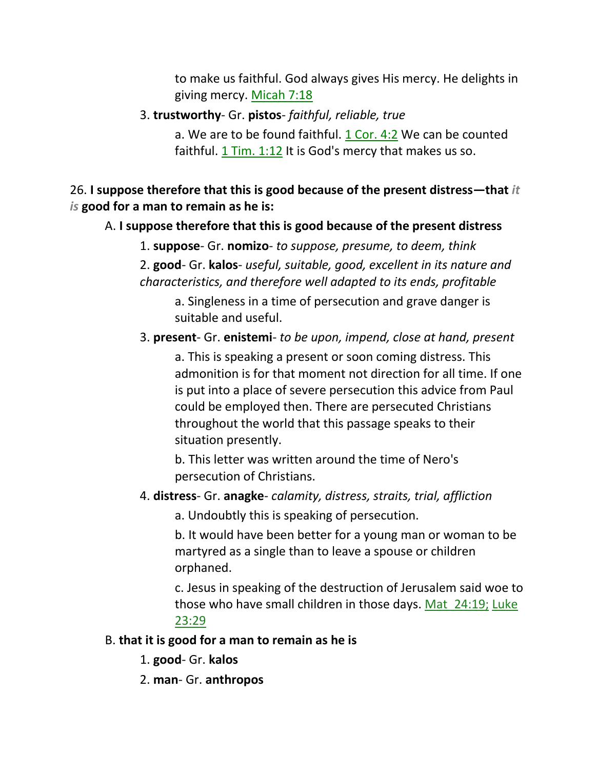to make us faithful. God always gives His mercy. He delights in giving mercy. Micah 7:18

3. **trustworthy**- Gr. **pistos**- *faithful, reliable, true*

a. We are to be found faithful. 1 Cor. 4:2 We can be counted faithful. 1 Tim. 1:12 It is God's mercy that makes us so.

26. **I suppose therefore that this is good because of the present distress—that *it is* good for a man to remain as he is:**

A. **I suppose therefore that this is good because of the present distress**

1. **suppose**- Gr. **nomizo**- *to suppose, presume, to deem, think*

2. **good**- Gr. **kalos**- *useful, suitable, good, excellent in its nature and characteristics, and therefore well adapted to its ends, profitable*

a. Singleness in a time of persecution and grave danger is suitable and useful.

3. **present**- Gr. **enistemi**- *to be upon, impend, close at hand, present*

a. This is speaking a present or soon coming distress. This admonition is for that moment not direction for all time. If one is put into a place of severe persecution this advice from Paul could be employed then. There are persecuted Christians throughout the world that this passage speaks to their situation presently.

b. This letter was written around the time of Nero's persecution of Christians.

4. **distress**- Gr. **anagke**- *calamity, distress, straits, trial, affliction*

a. Undoubtly this is speaking of persecution.

b. It would have been better for a young man or woman to be martyred as a single than to leave a spouse or children orphaned.

c. Jesus in speaking of the destruction of Jerusalem said woe to those who have small children in those days. Mat 24:19; Luke 23:29

B. **that it is good for a man to remain as he is**

1. **good**- Gr. **kalos**

2. **man**- Gr. **anthropos**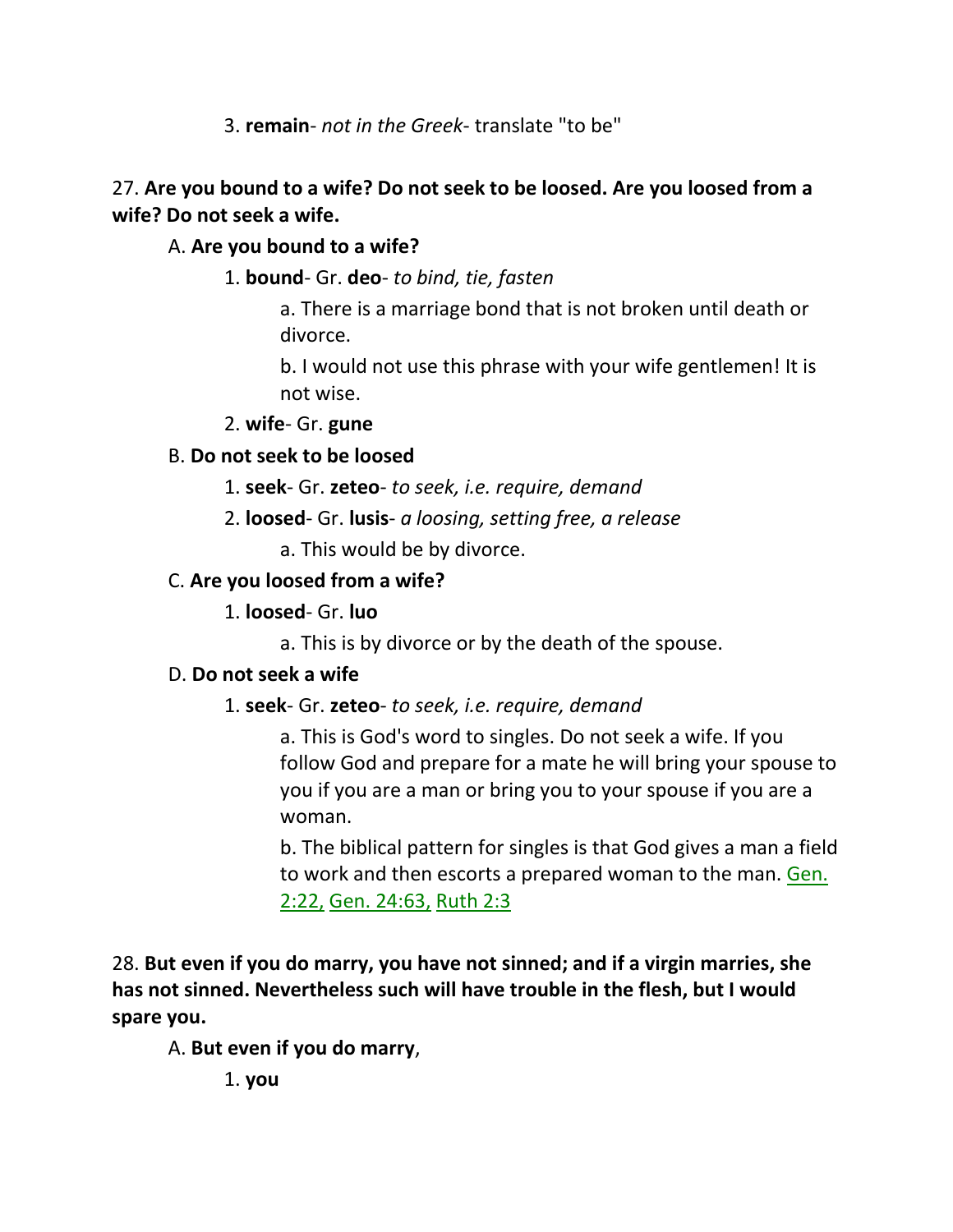3. **remain**- *not in the Greek*- translate "to be"

27. **Are you bound to a wife? Do not seek to be loosed. Are you loosed from a wife? Do not seek a wife.**

A. **Are you bound to a wife?**

1. **bound**- Gr. **deo**- *to bind, tie, fasten*

a. There is a marriage bond that is not broken until death or divorce.

b. I would not use this phrase with your wife gentlemen! It is not wise.

2. **wife**- Gr. **gune**

B. **Do not seek to be loosed**

1. **seek**- Gr. **zeteo**- *to seek, i.e. require, demand*

2. **loosed**- Gr. **lusis**- *a loosing, setting free, a release*

a. This would be by divorce.

C. **Are you loosed from a wife?**

1. **loosed**- Gr. **luo**

a. This is by divorce or by the death of the spouse.

D. **Do not seek a wife**

1. **seek**- Gr. **zeteo**- *to seek, i.e. require, demand*

a. This is God's word to singles. Do not seek a wife. If you follow God and prepare for a mate he will bring your spouse to you if you are a man or bring you to your spouse if you are a woman.

b. The biblical pattern for singles is that God gives a man a field to work and then escorts a prepared woman to the man. Gen. 2:22, Gen. 24:63, Ruth 2:3

28. **But even if you do marry, you have not sinned; and if a virgin marries, she has not sinned. Nevertheless such will have trouble in the flesh, but I would spare you.**

A. **But even if you do marry**,

1. **you**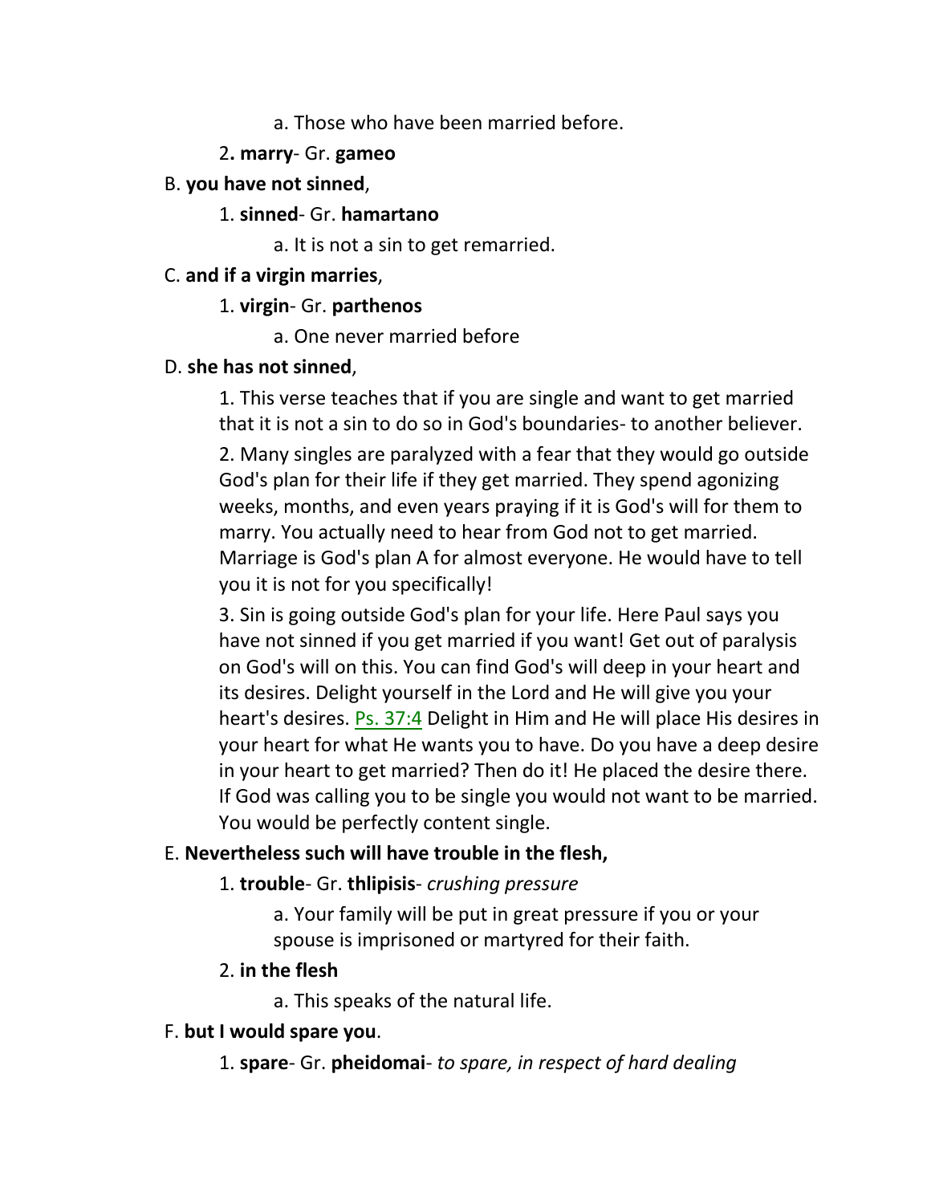a. Those who have been married before.

2**. marry**- Gr. **gameo**

B. **you have not sinned**,

1. **sinned**- Gr. **hamartano**

a. It is not a sin to get remarried.

C. **and if a virgin marries**,

1. **virgin**- Gr. **parthenos**

a. One never married before

D. **she has not sinned**,

1. This verse teaches that if you are single and want to get married that it is not a sin to do so in God's boundaries- to another believer.

2. Many singles are paralyzed with a fear that they would go outside God's plan for their life if they get married. They spend agonizing weeks, months, and even years praying if it is God's will for them to marry. You actually need to hear from God not to get married. Marriage is God's plan A for almost everyone. He would have to tell you it is not for you specifically!

3. Sin is going outside God's plan for your life. Here Paul says you have not sinned if you get married if you want! Get out of paralysis on God's will on this. You can find God's will deep in your heart and its desires. Delight yourself in the Lord and He will give you your heart's desires. Ps. 37:4 Delight in Him and He will place His desires in your heart for what He wants you to have. Do you have a deep desire in your heart to get married? Then do it! He placed the desire there. If God was calling you to be single you would not want to be married. You would be perfectly content single.

E. **Nevertheless such will have trouble in the flesh,**

1. **trouble**- Gr. **thlipisis**- *crushing pressure*

a. Your family will be put in great pressure if you or your spouse is imprisoned or martyred for their faith.

2. **in the flesh**

a. This speaks of the natural life.

F. **but I would spare you**.

1. **spare**- Gr. **pheidomai**- *to spare, in respect of hard dealing*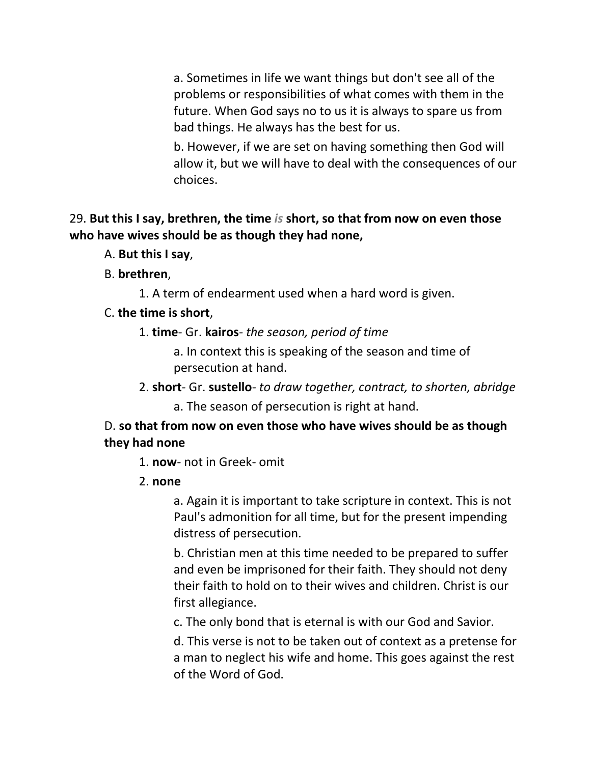a. Sometimes in life we want things but don't see all of the problems or responsibilities of what comes with them in the future. When God says no to us it is always to spare us from bad things. He always has the best for us.

b. However, if we are set on having something then God will allow it, but we will have to deal with the consequences of our choices.

29. **But this I say, brethren, the time *is* short, so that from now on even those who have wives should be as though they had none,**

A. **But this I say**,

B. **brethren**,

1. A term of endearment used when a hard word is given.

C. **the time is short**,

1. **time**- Gr. **kairos**- *the season, period of time*

a. In context this is speaking of the season and time of persecution at hand.

2. **short**- Gr. **sustello**- *to draw together, contract, to shorten, abridge*

a. The season of persecution is right at hand.

D. **so that from now on even those who have wives should be as though they had none**

1. **now**- not in Greek- omit

2. **none**

a. Again it is important to take scripture in context. This is not Paul's admonition for all time, but for the present impending distress of persecution.

b. Christian men at this time needed to be prepared to suffer and even be imprisoned for their faith. They should not deny their faith to hold on to their wives and children. Christ is our first allegiance.

c. The only bond that is eternal is with our God and Savior.

d. This verse is not to be taken out of context as a pretense for a man to neglect his wife and home. This goes against the rest of the Word of God.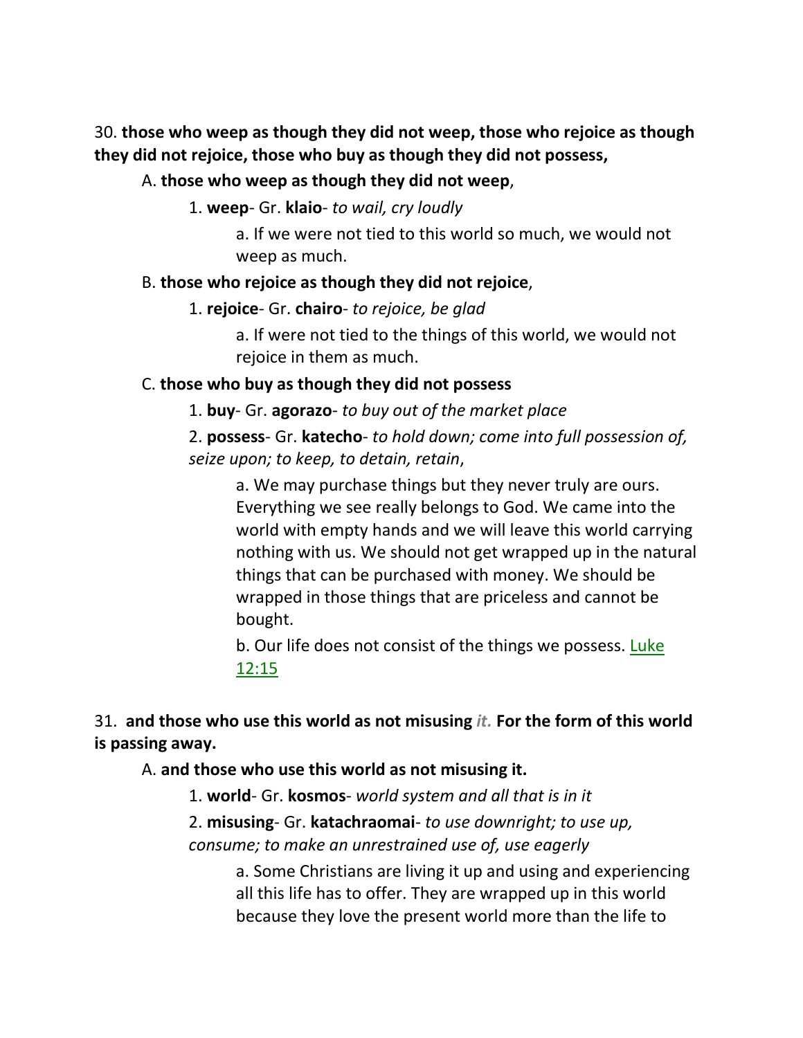30. **those who weep as though they did not weep, those who rejoice as though they did not rejoice, those who buy as though they did not possess,**

A. **those who weep as though they did not weep**,

1. **weep**- Gr. **klaio**- *to wail, cry loudly*

a. If we were not tied to this world so much, we would not weep as much.

B. **those who rejoice as though they did not rejoice**,

1. **rejoice**- Gr. **chairo**- *to rejoice, be glad*

a. If were not tied to the things of this world, we would not rejoice in them as much.

C. **those who buy as though they did not possess**

1. **buy**- Gr. **agorazo**- *to buy out of the market place*

2. **possess**- Gr. **katecho**- *to hold down; come into full possession of, seize upon; to keep, to detain, retain*,

a. We may purchase things but they never truly are ours. Everything we see really belongs to God. We came into the world with empty hands and we will leave this world carrying nothing with us. We should not get wrapped up in the natural things that can be purchased with money. We should be wrapped in those things that are priceless and cannot be bought.

b. Our life does not consist of the things we possess. Luke 12:15

31. **and those who use this world as not misusing** ***it.*** **For the form of this world is passing away.**

A. **and those who use this world as not misusing it.**

1. **world**- Gr. **kosmos**- *world system and all that is in it*

2. **misusing**- Gr. **katachraomai**- *to use downright; to use up, consume; to make an unrestrained use of, use eagerly*

a. Some Christians are living it up and using and experiencing all this life has to offer. They are wrapped up in this world because they love the present world more than the life to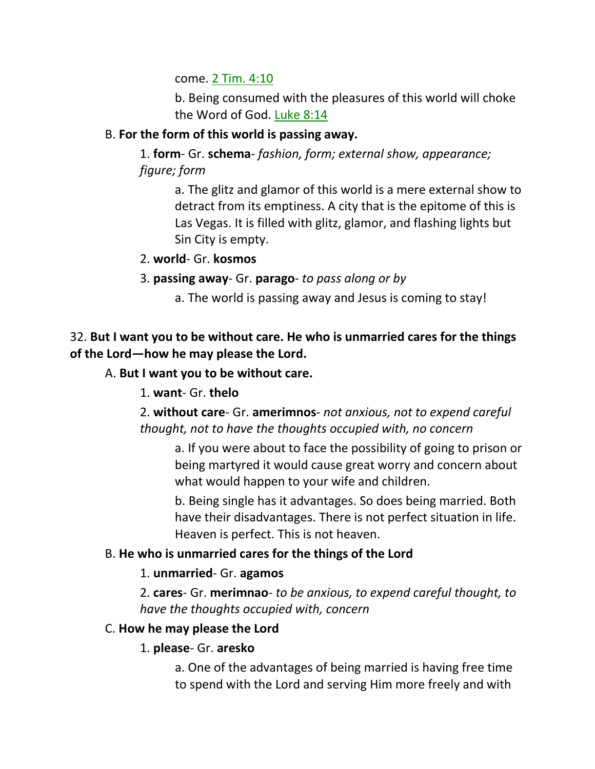come. 2 Tim. 4:10

b. Being consumed with the pleasures of this world will choke the Word of God. Luke 8:14

B. **For the form of this world is passing away.**

1. **form**- Gr. **schema**- *fashion, form; external show, appearance; figure; form*

a. The glitz and glamor of this world is a mere external show to detract from its emptiness. A city that is the epitome of this is Las Vegas. It is filled with glitz, glamor, and flashing lights but Sin City is empty.

2. **world**- Gr. **kosmos**

3. **passing away**- Gr. **parago**- *to pass along or by*

a. The world is passing away and Jesus is coming to stay!

32. **But I want you to be without care. He who is unmarried cares for the things of the Lord—how he may please the Lord.**

A. **But I want you to be without care.**

1. **want**- Gr. **thelo**

2. **without care**- Gr. **amerimnos**- *not anxious, not to expend careful thought, not to have the thoughts occupied with, no concern*

a. If you were about to face the possibility of going to prison or being martyred it would cause great worry and concern about what would happen to your wife and children.

b. Being single has it advantages. So does being married. Both have their disadvantages. There is not perfect situation in life. Heaven is perfect. This is not heaven.

B. **He who is unmarried cares for the things of the Lord**

1. **unmarried**- Gr. **agamos**

2. **cares**- Gr. **merimnao**- *to be anxious, to expend careful thought, to have the thoughts occupied with, concern*

C. **How he may please the Lord**

1. **please**- Gr. **aresko**

a. One of the advantages of being married is having free time to spend with the Lord and serving Him more freely and with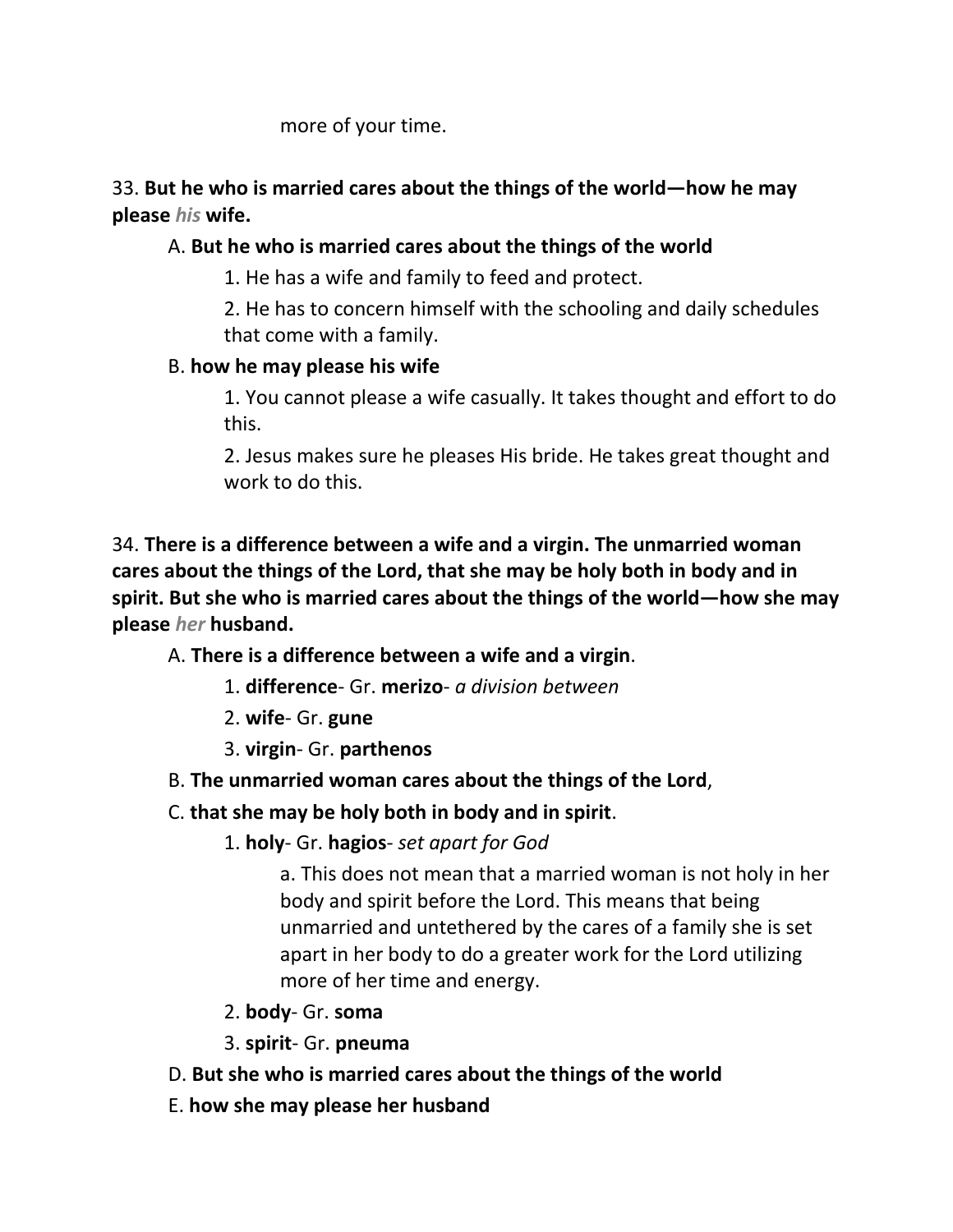more of your time.

33. **But he who is married cares about the things of the world—how he may please *his* wife.**

A. **But he who is married cares about the things of the world**

1. He has a wife and family to feed and protect.

2. He has to concern himself with the schooling and daily schedules that come with a family.

B. **how he may please his wife**

1. You cannot please a wife casually. It takes thought and effort to do this.

2. Jesus makes sure he pleases His bride. He takes great thought and work to do this.

34. **There is a difference between a wife and a virgin. The unmarried woman cares about the things of the Lord, that she may be holy both in body and in spirit. But she who is married cares about the things of the world—how she may please *her* husband.**

A. **There is a difference between a wife and a virgin**.

1. **difference**- Gr. **merizo**- *a division between*

2. **wife**- Gr. **gune**

3. **virgin**- Gr. **parthenos**

B. **The unmarried woman cares about the things of the Lord**,

C. **that she may be holy both in body and in spirit**.

1. **holy**- Gr. **hagios**- *set apart for God*

a. This does not mean that a married woman is not holy in her body and spirit before the Lord. This means that being unmarried and untethered by the cares of a family she is set apart in her body to do a greater work for the Lord utilizing more of her time and energy.

2. **body**- Gr. **soma**

3. **spirit**- Gr. **pneuma**

D. **But she who is married cares about the things of the world**

E. **how she may please her husband**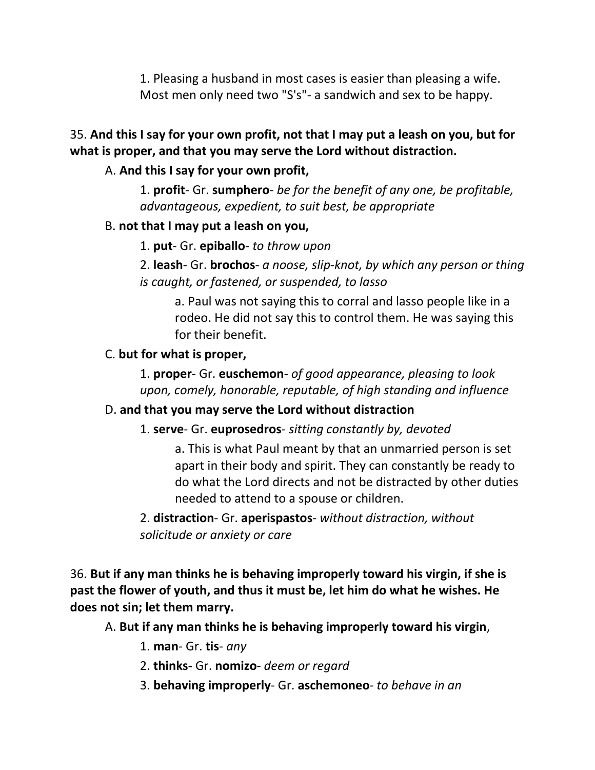1. Pleasing a husband in most cases is easier than pleasing a wife. Most men only need two "S's"- a sandwich and sex to be happy.

35. **And this I say for your own profit, not that I may put a leash on you, but for what is proper, and that you may serve the Lord without distraction.**

A. **And this I say for your own profit,**

1. **profit**- Gr. **sumphero**- *be for the benefit of any one, be profitable, advantageous, expedient, to suit best, be appropriate*

B. **not that I may put a leash on you,**

1. **put**- Gr. **epiballo**- *to throw upon*

2. **leash**- Gr. **brochos**- *a noose, slip-knot, by which any person or thing is caught, or fastened, or suspended, to lasso*

a. Paul was not saying this to corral and lasso people like in a rodeo. He did not say this to control them. He was saying this for their benefit.

C. **but for what is proper,**

1. **proper**- Gr. **euschemon**- *of good appearance, pleasing to look upon, comely, honorable, reputable, of high standing and influence*

D. **and that you may serve the Lord without distraction**

1. **serve**- Gr. **euprosedros**- *sitting constantly by, devoted*

a. This is what Paul meant by that an unmarried person is set apart in their body and spirit. They can constantly be ready to do what the Lord directs and not be distracted by other duties needed to attend to a spouse or children.

2. **distraction**- Gr. **aperispastos**- *without distraction, without solicitude or anxiety or care*

36. **But if any man thinks he is behaving improperly toward his virgin, if she is past the flower of youth, and thus it must be, let him do what he wishes. He does not sin; let them marry.**

A. **But if any man thinks he is behaving improperly toward his virgin**,

1. **man**- Gr. **tis**- *any*

2. **thinks-** Gr. **nomizo**- *deem or regard*

3. **behaving improperly**- Gr. **aschemoneo**- *to behave in an*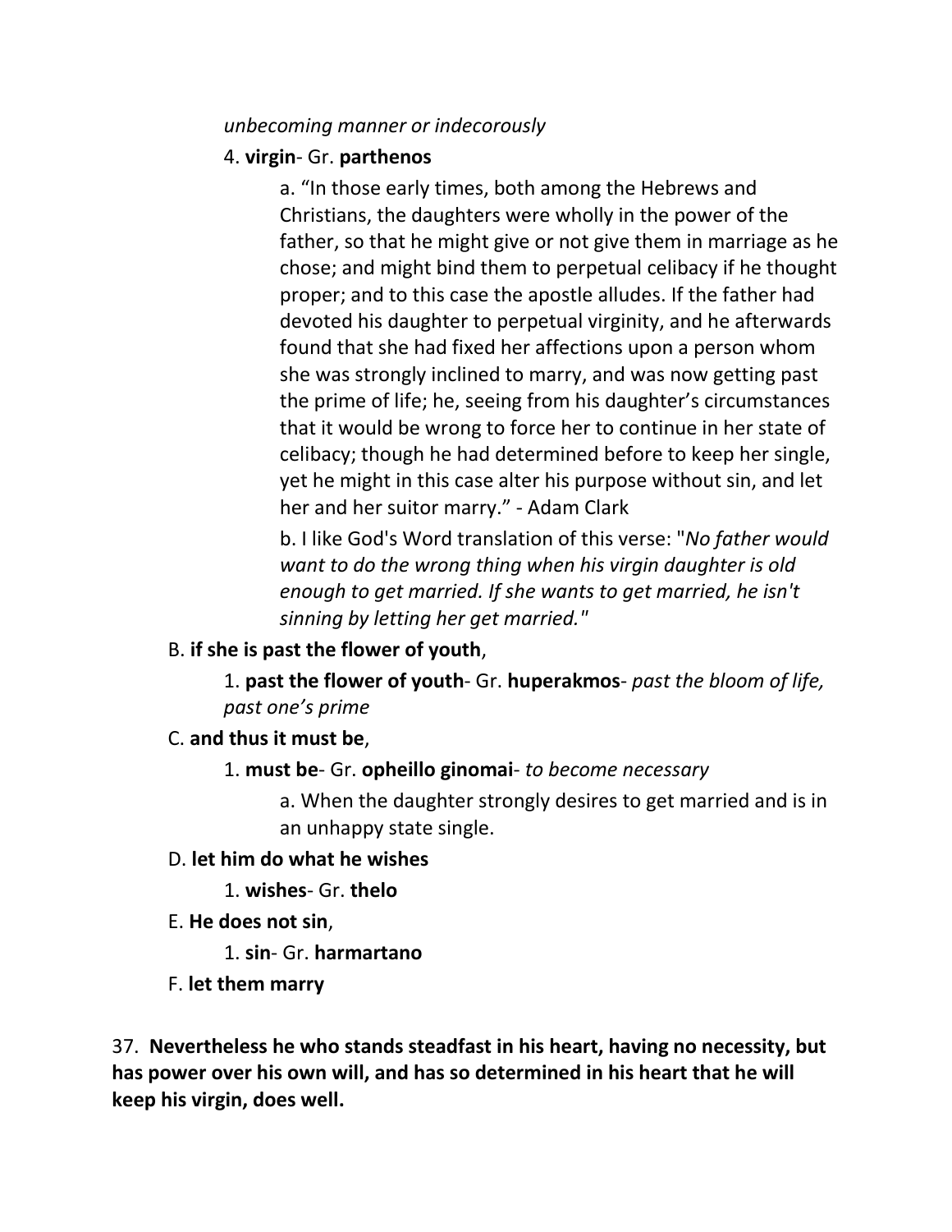*unbecoming manner or indecorously*

4. **virgin**- Gr. **parthenos**

a. "In those early times, both among the Hebrews and Christians, the daughters were wholly in the power of the father, so that he might give or not give them in marriage as he chose; and might bind them to perpetual celibacy if he thought proper; and to this case the apostle alludes. If the father had devoted his daughter to perpetual virginity, and he afterwards found that she had fixed her affections upon a person whom she was strongly inclined to marry, and was now getting past the prime of life; he, seeing from his daughter's circumstances that it would be wrong to force her to continue in her state of celibacy; though he had determined before to keep her single, yet he might in this case alter his purpose without sin, and let her and her suitor marry." - Adam Clark

b. I like God's Word translation of this verse: "*No father would want to do the wrong thing when his virgin daughter is old enough to get married. If she wants to get married, he isn't sinning by letting her get married.*"

B. **if she is past the flower of youth**,

1. **past the flower of youth**- Gr. **huperakmos**- *past the bloom of life, past one's prime*

C. **and thus it must be**,

1. **must be**- Gr. **opheillo ginomai**- *to become necessary*

a. When the daughter strongly desires to get married and is in an unhappy state single.

D. **let him do what he wishes**

1. **wishes**- Gr. **thelo**

E. **He does not sin**,

1. **sin**- Gr. **harmartano**

F. **let them marry**

37. **Nevertheless he who stands steadfast in his heart, having no necessity, but has power over his own will, and has so determined in his heart that he will keep his virgin, does well.**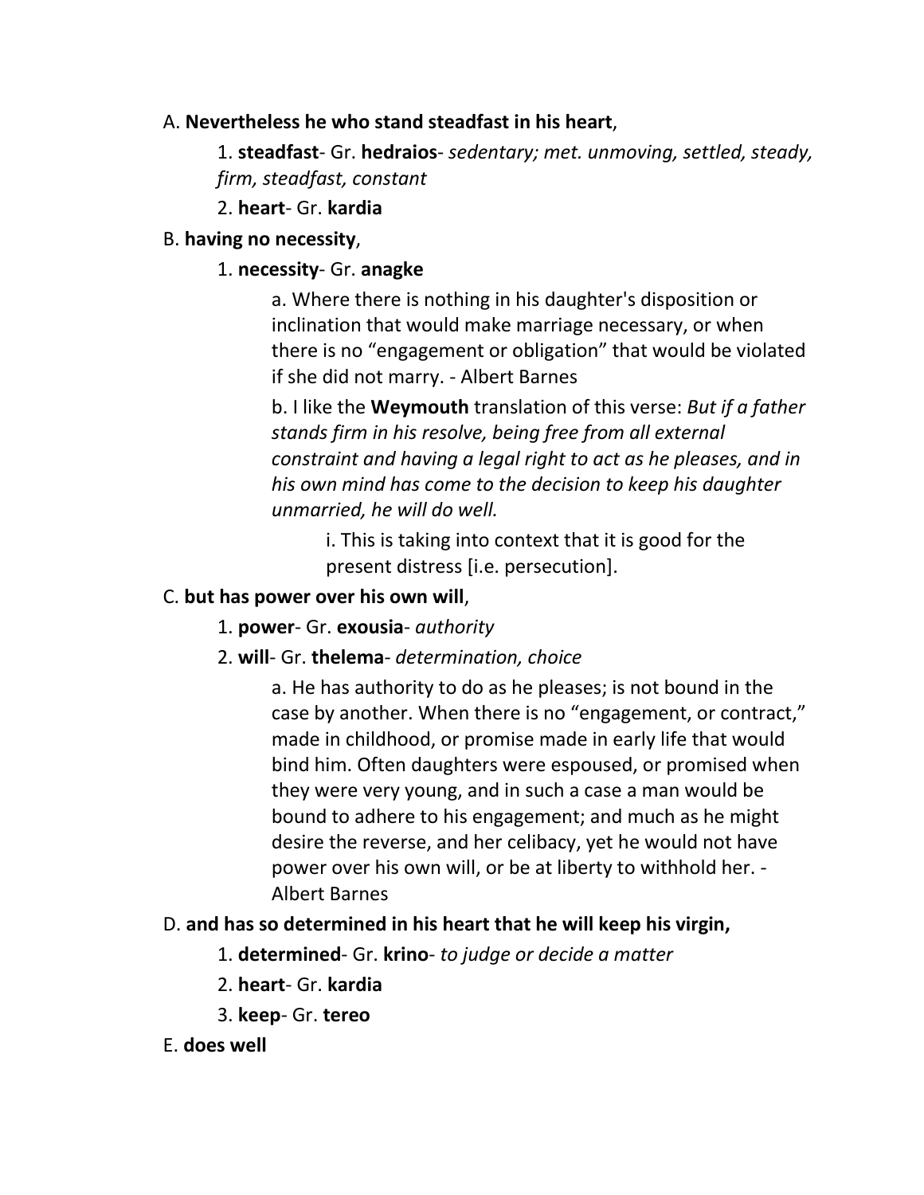A. **Nevertheless he who stand steadfast in his heart**,

1. **steadfast**- Gr. **hedraios**- *sedentary; met. unmoving, settled, steady, firm, steadfast, constant*

2. **heart**- Gr. **kardia**

B. **having no necessity**,

1. **necessity**- Gr. **anagke**

a. Where there is nothing in his daughter's disposition or inclination that would make marriage necessary, or when there is no "engagement or obligation" that would be violated if she did not marry. - Albert Barnes

b. I like the **Weymouth** translation of this verse: *But if a father stands firm in his resolve, being free from all external constraint and having a legal right to act as he pleases, and in his own mind has come to the decision to keep his daughter unmarried, he will do well.*

i. This is taking into context that it is good for the present distress [i.e. persecution].

C. **but has power over his own will**,

1. **power**- Gr. **exousia**- *authority*

2. **will**- Gr. **thelema**- *determination, choice*

a. He has authority to do as he pleases; is not bound in the case by another. When there is no "engagement, or contract," made in childhood, or promise made in early life that would bind him. Often daughters were espoused, or promised when they were very young, and in such a case a man would be bound to adhere to his engagement; and much as he might desire the reverse, and her celibacy, yet he would not have power over his own will, or be at liberty to withhold her. - Albert Barnes

D. **and has so determined in his heart that he will keep his virgin,**

1. **determined**- Gr. **krino**- *to judge or decide a matter*

2. **heart**- Gr. **kardia**

3. **keep**- Gr. **tereo**

E. **does well**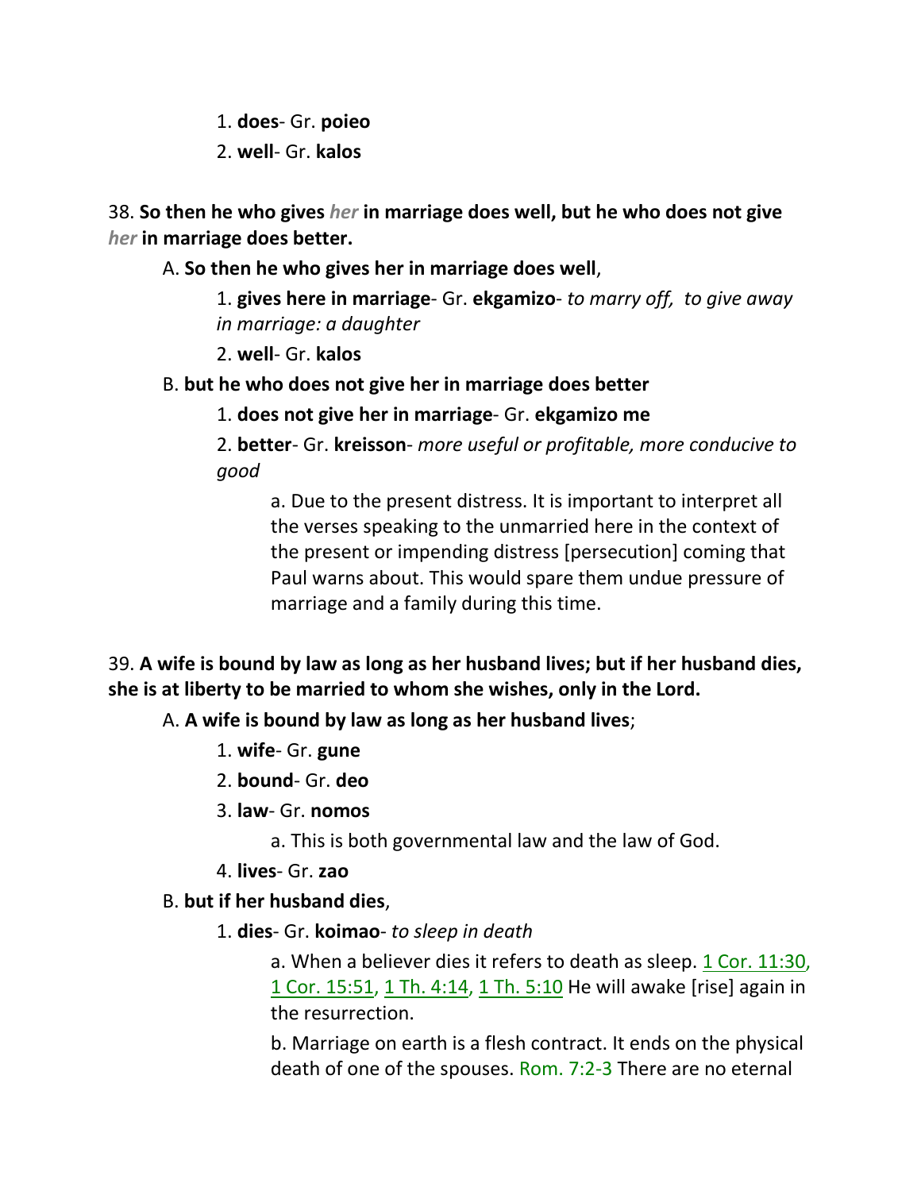1. **does**- Gr. **poieo**

2. **well**- Gr. **kalos**

38. **So then he who gives** ***her*** **in marriage does well, but he who does not give** ***her*** **in marriage does better.**

A. **So then he who gives her in marriage does well**,

1. **gives here in marriage**- Gr. **ekgamizo**- *to marry off, to give away in marriage: a daughter*

2. **well**- Gr. **kalos**

B. **but he who does not give her in marriage does better**

1. **does not give her in marriage**- Gr. **ekgamizo me**

2. **better**- Gr. **kreisson**- *more useful or profitable, more conducive to good*

a. Due to the present distress. It is important to interpret all the verses speaking to the unmarried here in the context of the present or impending distress [persecution] coming that Paul warns about. This would spare them undue pressure of marriage and a family during this time.

39. **A wife is bound by law as long as her husband lives; but if her husband dies, she is at liberty to be married to whom she wishes, only in the Lord.**

A. **A wife is bound by law as long as her husband lives**;

1. **wife**- Gr. **gune**

2. **bound**- Gr. **deo**

3. **law**- Gr. **nomos**

a. This is both governmental law and the law of God.

4. **lives**- Gr. **zao**

B. **but if her husband dies**,

1. **dies**- Gr. **koimao**- *to sleep in death*

a. When a believer dies it refers to death as sleep. 1 Cor. 11:30, 1 Cor. 15:51, 1 Th. 4:14, 1 Th. 5:10 He will awake [rise] again in the resurrection.

b. Marriage on earth is a flesh contract. It ends on the physical death of one of the spouses. Rom. 7:2-3 There are no eternal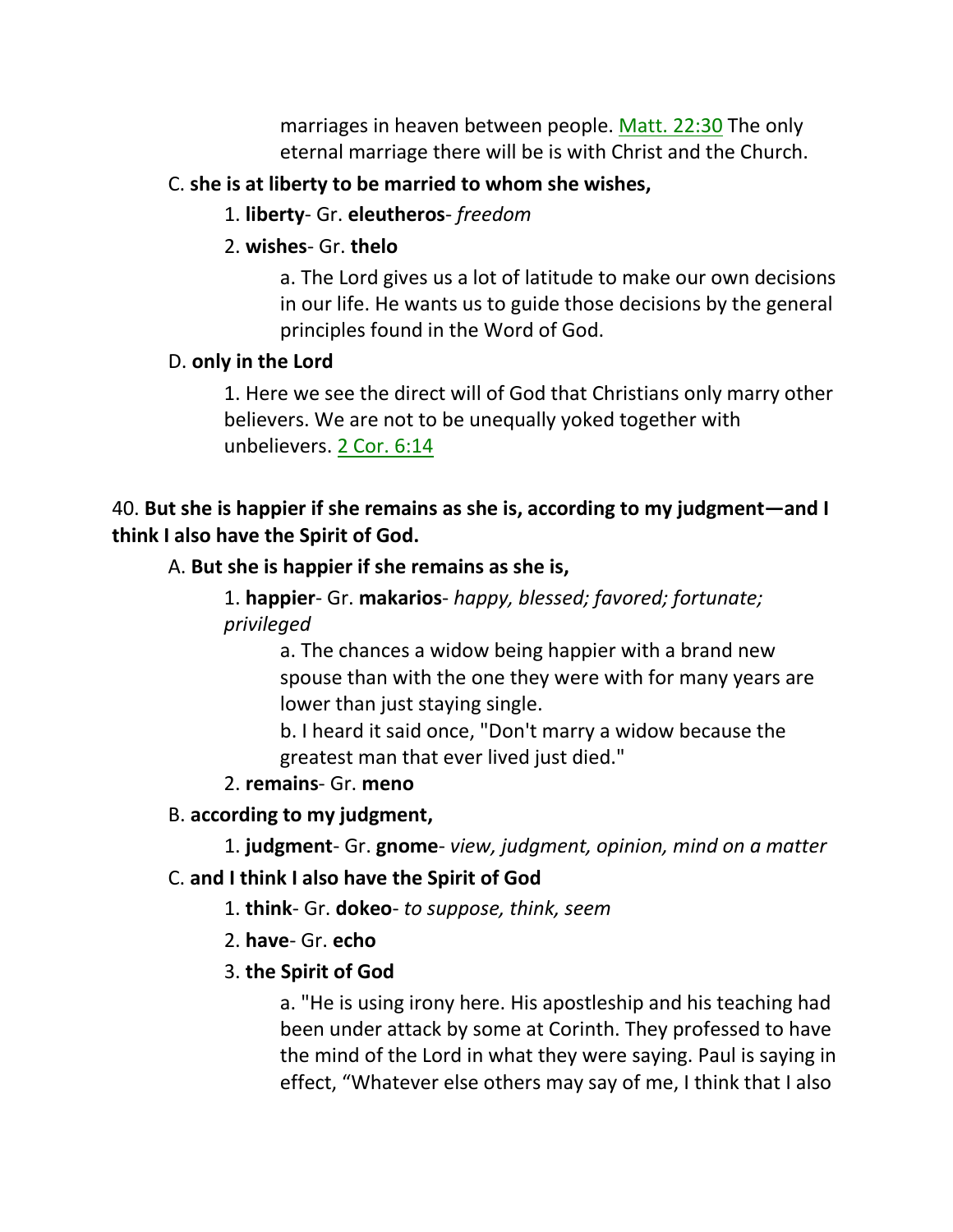marriages in heaven between people. Matt. 22:30 The only eternal marriage there will be is with Christ and the Church.

C. **she is at liberty to be married to whom she wishes,**

1. **liberty**- Gr. **eleutheros**- *freedom*

2. **wishes**- Gr. **thelo**

a. The Lord gives us a lot of latitude to make our own decisions in our life. He wants us to guide those decisions by the general principles found in the Word of God.

D. **only in the Lord**

1. Here we see the direct will of God that Christians only marry other believers. We are not to be unequally yoked together with unbelievers. 2 Cor. 6:14

40. **But she is happier if she remains as she is, according to my judgment—and I think I also have the Spirit of God.**

A. **But she is happier if she remains as she is,**

1. **happier**- Gr. **makarios**- *happy, blessed; favored; fortunate; privileged*

a. The chances a widow being happier with a brand new spouse than with the one they were with for many years are lower than just staying single.

b. I heard it said once, "Don't marry a widow because the greatest man that ever lived just died."

2. **remains**- Gr. **meno**

B. **according to my judgment,**

1. **judgment**- Gr. **gnome**- *view, judgment, opinion, mind on a matter*

C. **and I think I also have the Spirit of God**

1. **think**- Gr. **dokeo**- *to suppose, think, seem*

2. **have**- Gr. **echo**

3. **the Spirit of God**

a. "He is using irony here. His apostleship and his teaching had been under attack by some at Corinth. They professed to have the mind of the Lord in what they were saying. Paul is saying in effect, "Whatever else others may say of me, I think that I also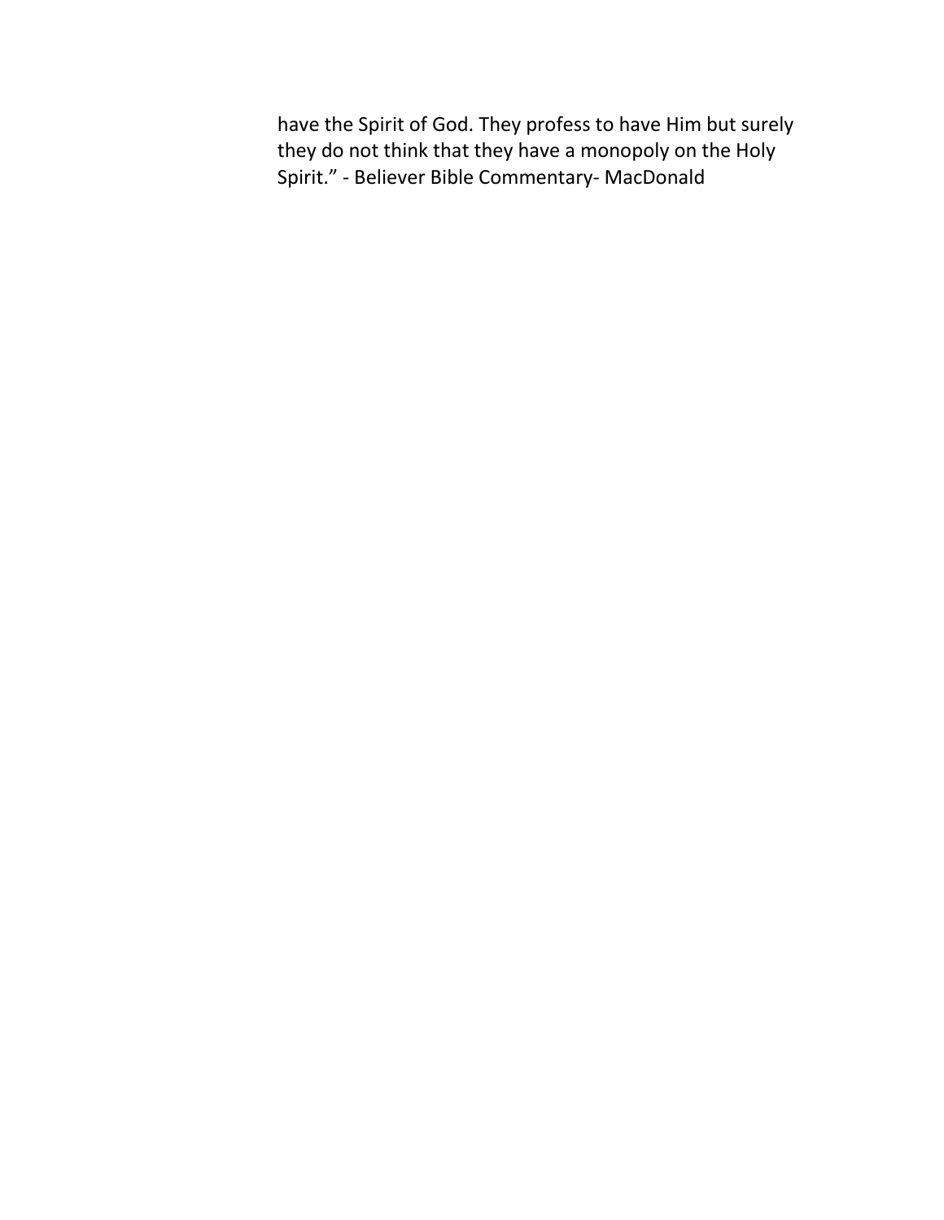have the Spirit of God. They profess to have Him but surely they do not think that they have a monopoly on the Holy Spirit." - Believer Bible Commentary- MacDonald